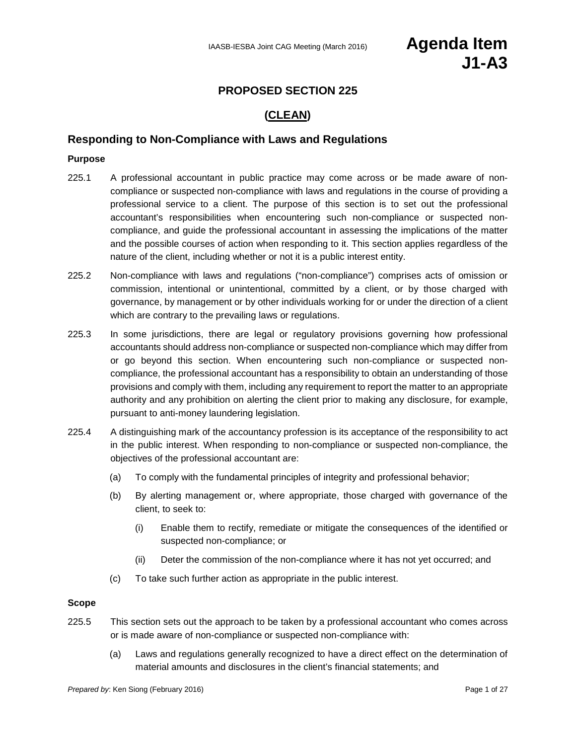IAASB-IESBA Joint CAG Meeting (March 2016)

# Agenda Item J1-A3

## PROPOSED SECTION 225

## (CLEAN)

## Responding to Non-Compliance with Laws and Regulations

### Purpose

225.1 A professional accountant in public practice may come across or be made aware of non-compliance or suspected non-compliance with laws and regulations in the course of providing a professional service to a client. The purpose of this section is to set out the professional accountant's responsibilities when encountering such non-compliance or suspected non-compliance, and guide the professional accountant in assessing the implications of the matter and the possible courses of action when responding to it. This section applies regardless of the nature of the client, including whether or not it is a public interest entity.

225.2 Non-compliance with laws and regulations ("non-compliance") comprises acts of omission or commission, intentional or unintentional, committed by a client, or by those charged with governance, by management or by other individuals working for or under the direction of a client which are contrary to the prevailing laws or regulations.

225.3 In some jurisdictions, there are legal or regulatory provisions governing how professional accountants should address non-compliance or suspected non-compliance which may differ from or go beyond this section. When encountering such non-compliance or suspected non-compliance, the professional accountant has a responsibility to obtain an understanding of those provisions and comply with them, including any requirement to report the matter to an appropriate authority and any prohibition on alerting the client prior to making any disclosure, for example, pursuant to anti-money laundering legislation.

225.4 A distinguishing mark of the accountancy profession is its acceptance of the responsibility to act in the public interest. When responding to non-compliance or suspected non-compliance, the objectives of the professional accountant are:

(a) To comply with the fundamental principles of integrity and professional behavior;

(b) By alerting management or, where appropriate, those charged with governance of the client, to seek to:

  (i) Enable them to rectify, remediate or mitigate the consequences of the identified or suspected non-compliance; or

  (ii) Deter the commission of the non-compliance where it has not yet occurred; and

(c) To take such further action as appropriate in the public interest.

### Scope

225.5 This section sets out the approach to be taken by a professional accountant who comes across or is made aware of non-compliance or suspected non-compliance with:

(a) Laws and regulations generally recognized to have a direct effect on the determination of material amounts and disclosures in the client's financial statements; and

*Prepared by*: Ken Siong (February 2016)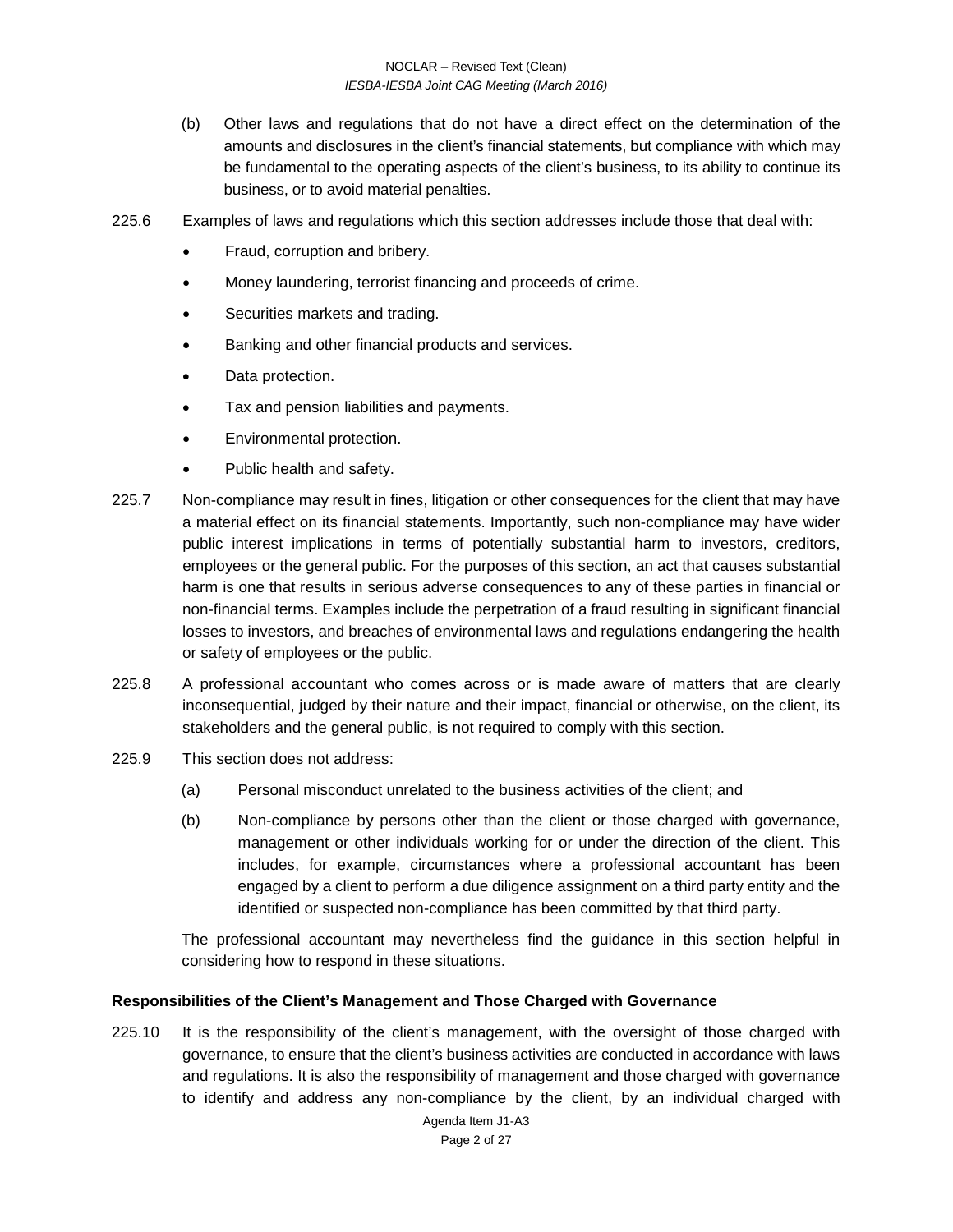(b) Other laws and regulations that do not have a direct effect on the determination of the amounts and disclosures in the client's financial statements, but compliance with which may be fundamental to the operating aspects of the client's business, to its ability to continue its business, or to avoid material penalties.

225.6 Examples of laws and regulations which this section addresses include those that deal with:

- Fraud, corruption and bribery.
- Money laundering, terrorist financing and proceeds of crime.
- Securities markets and trading.
- Banking and other financial products and services.
- Data protection.
- Tax and pension liabilities and payments.
- Environmental protection.
- Public health and safety.

225.7 Non-compliance may result in fines, litigation or other consequences for the client that may have a material effect on its financial statements. Importantly, such non-compliance may have wider public interest implications in terms of potentially substantial harm to investors, creditors, employees or the general public. For the purposes of this section, an act that causes substantial harm is one that results in serious adverse consequences to any of these parties in financial or non-financial terms. Examples include the perpetration of a fraud resulting in significant financial losses to investors, and breaches of environmental laws and regulations endangering the health or safety of employees or the public.

225.8 A professional accountant who comes across or is made aware of matters that are clearly inconsequential, judged by their nature and their impact, financial or otherwise, on the client, its stakeholders and the general public, is not required to comply with this section.

225.9 This section does not address:

(a) Personal misconduct unrelated to the business activities of the client; and

(b) Non-compliance by persons other than the client or those charged with governance, management or other individuals working for or under the direction of the client. This includes, for example, circumstances where a professional accountant has been engaged by a client to perform a due diligence assignment on a third party entity and the identified or suspected non-compliance has been committed by that third party.

The professional accountant may nevertheless find the guidance in this section helpful in considering how to respond in these situations.

### Responsibilities of the Client's Management and Those Charged with Governance

225.10 It is the responsibility of the client's management, with the oversight of those charged with governance, to ensure that the client's business activities are conducted in accordance with laws and regulations. It is also the responsibility of management and those charged with governance to identify and address any non-compliance by the client, by an individual charged with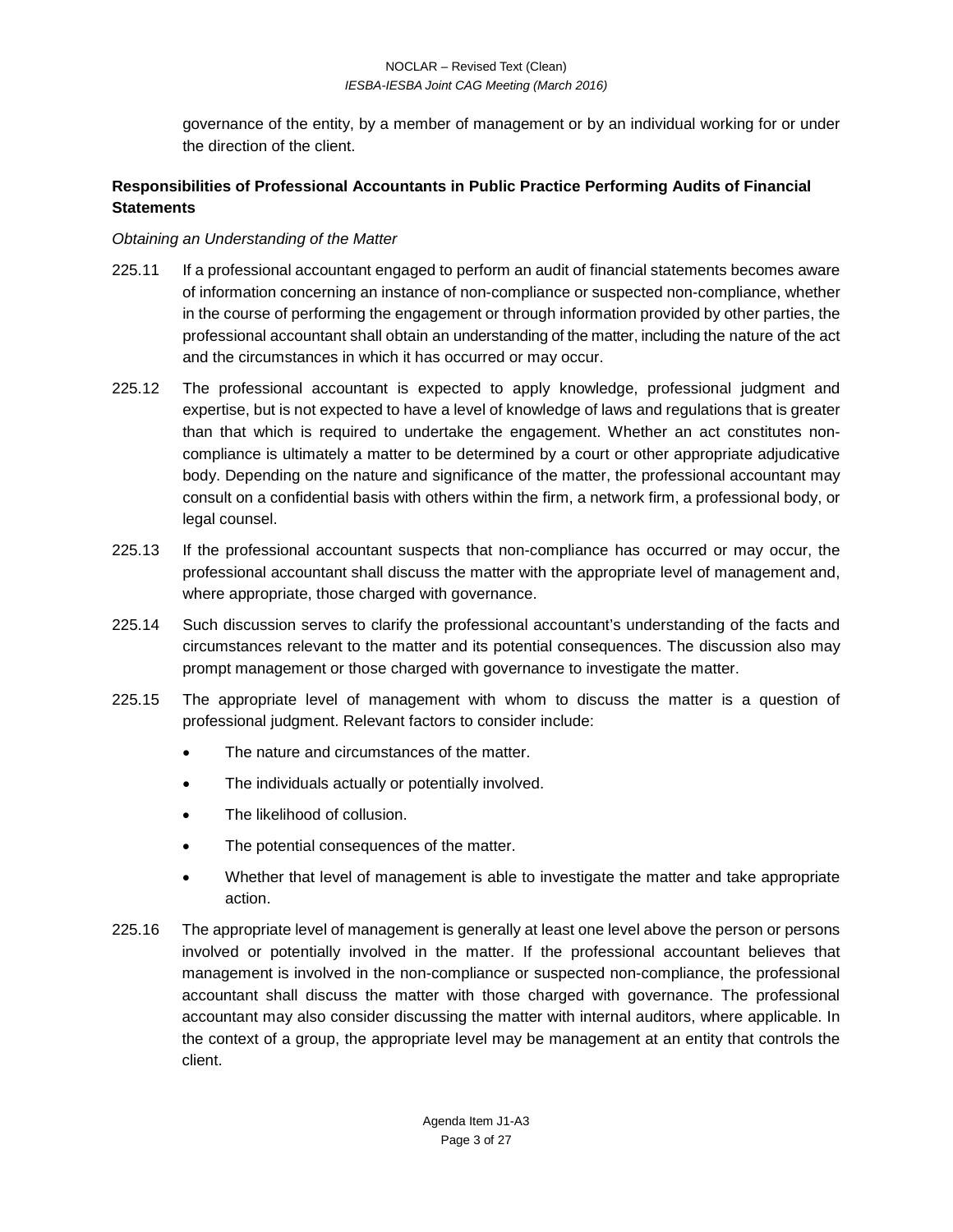governance of the entity, by a member of management or by an individual working for or under the direction of the client.

## Responsibilities of Professional Accountants in Public Practice Performing Audits of Financial Statements

*Obtaining an Understanding of the Matter*

225.11 If a professional accountant engaged to perform an audit of financial statements becomes aware of information concerning an instance of non-compliance or suspected non-compliance, whether in the course of performing the engagement or through information provided by other parties, the professional accountant shall obtain an understanding of the matter, including the nature of the act and the circumstances in which it has occurred or may occur.

225.12 The professional accountant is expected to apply knowledge, professional judgment and expertise, but is not expected to have a level of knowledge of laws and regulations that is greater than that which is required to undertake the engagement. Whether an act constitutes non-compliance is ultimately a matter to be determined by a court or other appropriate adjudicative body. Depending on the nature and significance of the matter, the professional accountant may consult on a confidential basis with others within the firm, a network firm, a professional body, or legal counsel.

225.13 If the professional accountant suspects that non-compliance has occurred or may occur, the professional accountant shall discuss the matter with the appropriate level of management and, where appropriate, those charged with governance.

225.14 Such discussion serves to clarify the professional accountant's understanding of the facts and circumstances relevant to the matter and its potential consequences. The discussion also may prompt management or those charged with governance to investigate the matter.

225.15 The appropriate level of management with whom to discuss the matter is a question of professional judgment. Relevant factors to consider include:

- The nature and circumstances of the matter.
- The individuals actually or potentially involved.
- The likelihood of collusion.
- The potential consequences of the matter.
- Whether that level of management is able to investigate the matter and take appropriate action.

225.16 The appropriate level of management is generally at least one level above the person or persons involved or potentially involved in the matter. If the professional accountant believes that management is involved in the non-compliance or suspected non-compliance, the professional accountant shall discuss the matter with those charged with governance. The professional accountant may also consider discussing the matter with internal auditors, where applicable. In the context of a group, the appropriate level may be management at an entity that controls the client.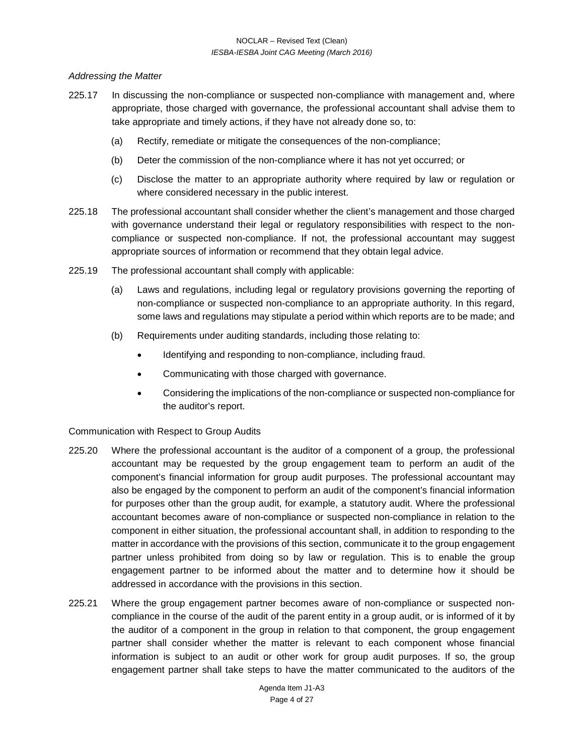*Addressing the Matter*

225.17 In discussing the non-compliance or suspected non-compliance with management and, where appropriate, those charged with governance, the professional accountant shall advise them to take appropriate and timely actions, if they have not already done so, to:

(a) Rectify, remediate or mitigate the consequences of the non-compliance;

(b) Deter the commission of the non-compliance where it has not yet occurred; or

(c) Disclose the matter to an appropriate authority where required by law or regulation or where considered necessary in the public interest.

225.18 The professional accountant shall consider whether the client's management and those charged with governance understand their legal or regulatory responsibilities with respect to the non-compliance or suspected non-compliance. If not, the professional accountant may suggest appropriate sources of information or recommend that they obtain legal advice.

225.19 The professional accountant shall comply with applicable:

(a) Laws and regulations, including legal or regulatory provisions governing the reporting of non-compliance or suspected non-compliance to an appropriate authority. In this regard, some laws and regulations may stipulate a period within which reports are to be made; and

(b) Requirements under auditing standards, including those relating to:

- Identifying and responding to non-compliance, including fraud.
- Communicating with those charged with governance.
- Considering the implications of the non-compliance or suspected non-compliance for the auditor's report.

Communication with Respect to Group Audits

225.20 Where the professional accountant is the auditor of a component of a group, the professional accountant may be requested by the group engagement team to perform an audit of the component's financial information for group audit purposes. The professional accountant may also be engaged by the component to perform an audit of the component's financial information for purposes other than the group audit, for example, a statutory audit. Where the professional accountant becomes aware of non-compliance or suspected non-compliance in relation to the component in either situation, the professional accountant shall, in addition to responding to the matter in accordance with the provisions of this section, communicate it to the group engagement partner unless prohibited from doing so by law or regulation. This is to enable the group engagement partner to be informed about the matter and to determine how it should be addressed in accordance with the provisions in this section.

225.21 Where the group engagement partner becomes aware of non-compliance or suspected non-compliance in the course of the audit of the parent entity in a group audit, or is informed of it by the auditor of a component in the group in relation to that component, the group engagement partner shall consider whether the matter is relevant to each component whose financial information is subject to an audit or other work for group audit purposes. If so, the group engagement partner shall take steps to have the matter communicated to the auditors of the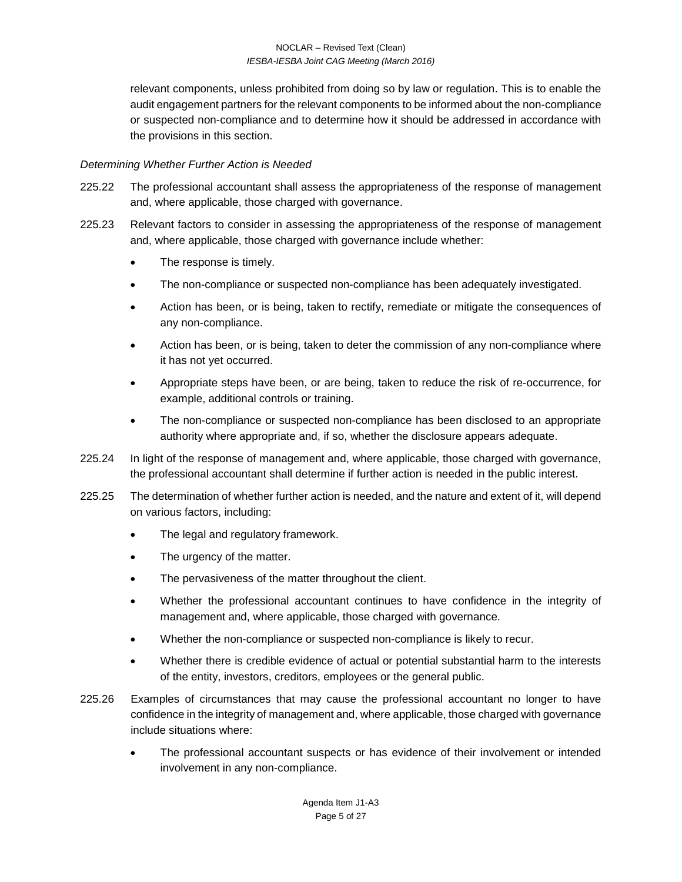relevant components, unless prohibited from doing so by law or regulation. This is to enable the audit engagement partners for the relevant components to be informed about the non-compliance or suspected non-compliance and to determine how it should be addressed in accordance with the provisions in this section.

*Determining Whether Further Action is Needed*

225.22 The professional accountant shall assess the appropriateness of the response of management and, where applicable, those charged with governance.

225.23 Relevant factors to consider in assessing the appropriateness of the response of management and, where applicable, those charged with governance include whether:

- The response is timely.
- The non-compliance or suspected non-compliance has been adequately investigated.
- Action has been, or is being, taken to rectify, remediate or mitigate the consequences of any non-compliance.
- Action has been, or is being, taken to deter the commission of any non-compliance where it has not yet occurred.
- Appropriate steps have been, or are being, taken to reduce the risk of re-occurrence, for example, additional controls or training.
- The non-compliance or suspected non-compliance has been disclosed to an appropriate authority where appropriate and, if so, whether the disclosure appears adequate.

225.24 In light of the response of management and, where applicable, those charged with governance, the professional accountant shall determine if further action is needed in the public interest.

225.25 The determination of whether further action is needed, and the nature and extent of it, will depend on various factors, including:

- The legal and regulatory framework.
- The urgency of the matter.
- The pervasiveness of the matter throughout the client.
- Whether the professional accountant continues to have confidence in the integrity of management and, where applicable, those charged with governance.
- Whether the non-compliance or suspected non-compliance is likely to recur.
- Whether there is credible evidence of actual or potential substantial harm to the interests of the entity, investors, creditors, employees or the general public.

225.26 Examples of circumstances that may cause the professional accountant no longer to have confidence in the integrity of management and, where applicable, those charged with governance include situations where:

- The professional accountant suspects or has evidence of their involvement or intended involvement in any non-compliance.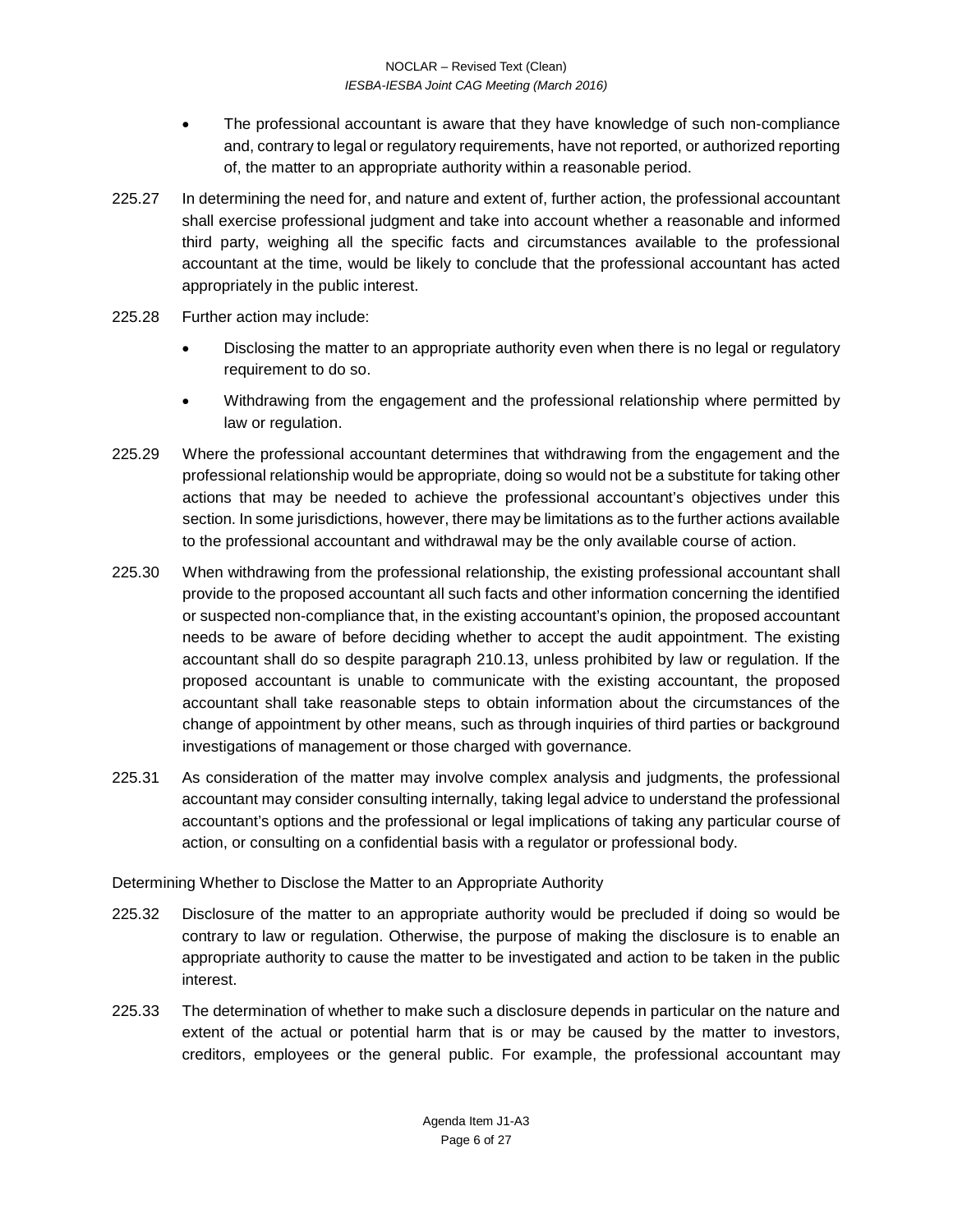- The professional accountant is aware that they have knowledge of such non-compliance and, contrary to legal or regulatory requirements, have not reported, or authorized reporting of, the matter to an appropriate authority within a reasonable period.

225.27 In determining the need for, and nature and extent of, further action, the professional accountant shall exercise professional judgment and take into account whether a reasonable and informed third party, weighing all the specific facts and circumstances available to the professional accountant at the time, would be likely to conclude that the professional accountant has acted appropriately in the public interest.

225.28 Further action may include:

- Disclosing the matter to an appropriate authority even when there is no legal or regulatory requirement to do so.
- Withdrawing from the engagement and the professional relationship where permitted by law or regulation.

225.29 Where the professional accountant determines that withdrawing from the engagement and the professional relationship would be appropriate, doing so would not be a substitute for taking other actions that may be needed to achieve the professional accountant's objectives under this section. In some jurisdictions, however, there may be limitations as to the further actions available to the professional accountant and withdrawal may be the only available course of action.

225.30 When withdrawing from the professional relationship, the existing professional accountant shall provide to the proposed accountant all such facts and other information concerning the identified or suspected non-compliance that, in the existing accountant's opinion, the proposed accountant needs to be aware of before deciding whether to accept the audit appointment. The existing accountant shall do so despite paragraph 210.13, unless prohibited by law or regulation. If the proposed accountant is unable to communicate with the existing accountant, the proposed accountant shall take reasonable steps to obtain information about the circumstances of the change of appointment by other means, such as through inquiries of third parties or background investigations of management or those charged with governance.

225.31 As consideration of the matter may involve complex analysis and judgments, the professional accountant may consider consulting internally, taking legal advice to understand the professional accountant's options and the professional or legal implications of taking any particular course of action, or consulting on a confidential basis with a regulator or professional body.

Determining Whether to Disclose the Matter to an Appropriate Authority

225.32 Disclosure of the matter to an appropriate authority would be precluded if doing so would be contrary to law or regulation. Otherwise, the purpose of making the disclosure is to enable an appropriate authority to cause the matter to be investigated and action to be taken in the public interest.

225.33 The determination of whether to make such a disclosure depends in particular on the nature and extent of the actual or potential harm that is or may be caused by the matter to investors, creditors, employees or the general public. For example, the professional accountant may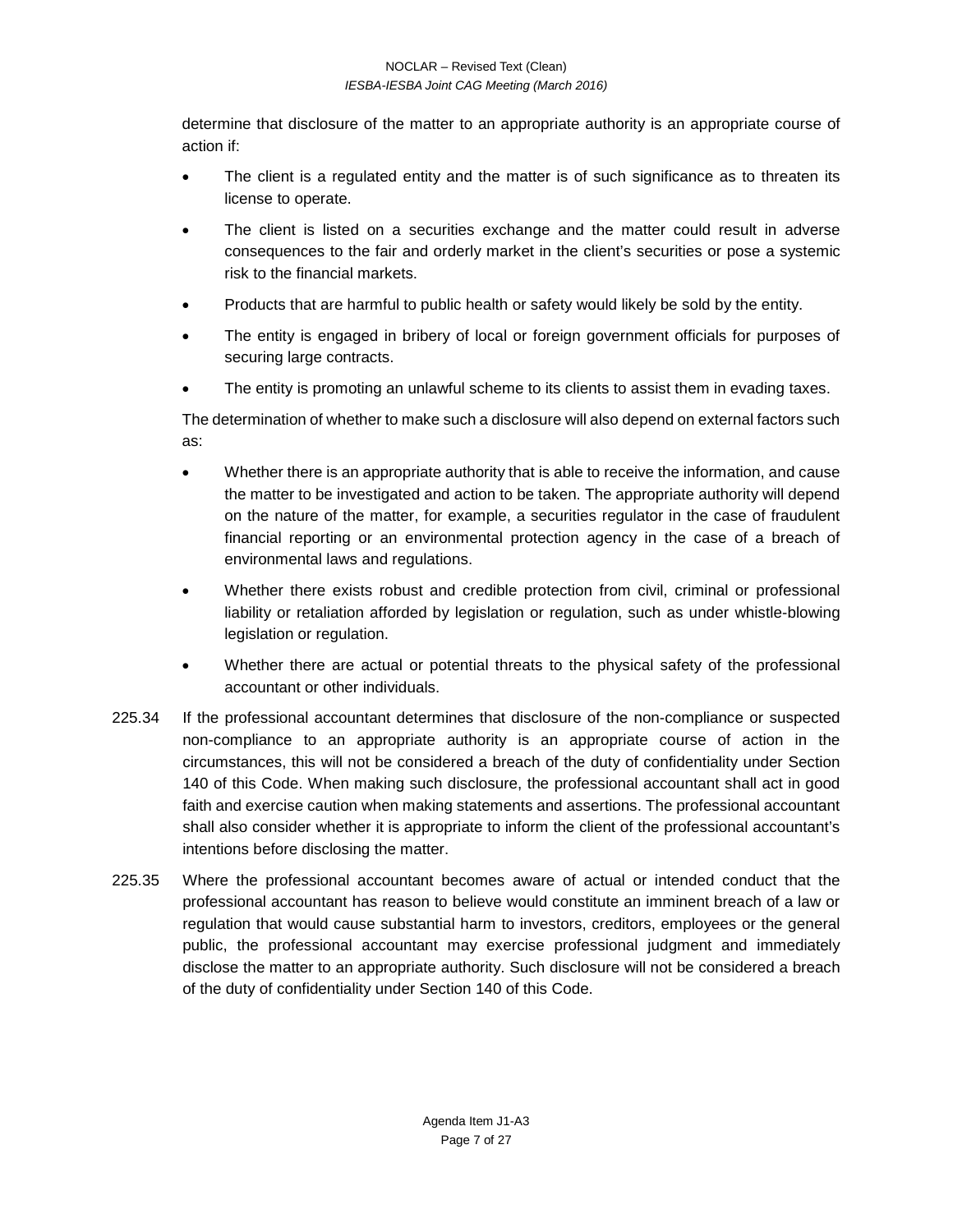determine that disclosure of the matter to an appropriate authority is an appropriate course of action if:

- The client is a regulated entity and the matter is of such significance as to threaten its license to operate.
- The client is listed on a securities exchange and the matter could result in adverse consequences to the fair and orderly market in the client's securities or pose a systemic risk to the financial markets.
- Products that are harmful to public health or safety would likely be sold by the entity.
- The entity is engaged in bribery of local or foreign government officials for purposes of securing large contracts.
- The entity is promoting an unlawful scheme to its clients to assist them in evading taxes.

The determination of whether to make such a disclosure will also depend on external factors such as:

- Whether there is an appropriate authority that is able to receive the information, and cause the matter to be investigated and action to be taken. The appropriate authority will depend on the nature of the matter, for example, a securities regulator in the case of fraudulent financial reporting or an environmental protection agency in the case of a breach of environmental laws and regulations.
- Whether there exists robust and credible protection from civil, criminal or professional liability or retaliation afforded by legislation or regulation, such as under whistle-blowing legislation or regulation.
- Whether there are actual or potential threats to the physical safety of the professional accountant or other individuals.

225.34 If the professional accountant determines that disclosure of the non-compliance or suspected non-compliance to an appropriate authority is an appropriate course of action in the circumstances, this will not be considered a breach of the duty of confidentiality under Section 140 of this Code. When making such disclosure, the professional accountant shall act in good faith and exercise caution when making statements and assertions. The professional accountant shall also consider whether it is appropriate to inform the client of the professional accountant's intentions before disclosing the matter.

225.35 Where the professional accountant becomes aware of actual or intended conduct that the professional accountant has reason to believe would constitute an imminent breach of a law or regulation that would cause substantial harm to investors, creditors, employees or the general public, the professional accountant may exercise professional judgment and immediately disclose the matter to an appropriate authority. Such disclosure will not be considered a breach of the duty of confidentiality under Section 140 of this Code.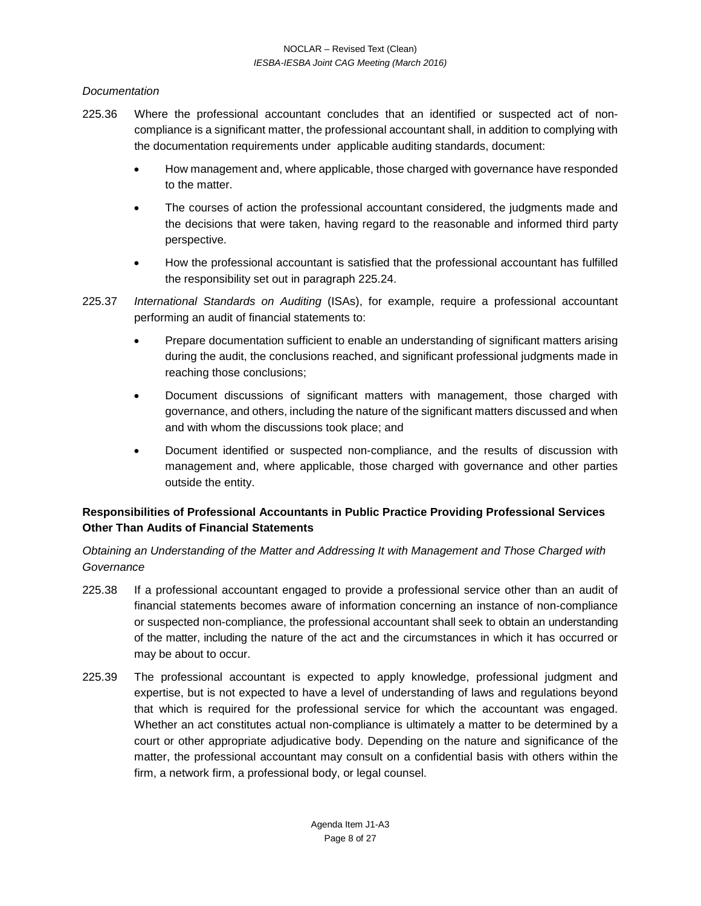*Documentation*

225.36 Where the professional accountant concludes that an identified or suspected act of non-compliance is a significant matter, the professional accountant shall, in addition to complying with the documentation requirements under applicable auditing standards, document:

- How management and, where applicable, those charged with governance have responded to the matter.
- The courses of action the professional accountant considered, the judgments made and the decisions that were taken, having regard to the reasonable and informed third party perspective.
- How the professional accountant is satisfied that the professional accountant has fulfilled the responsibility set out in paragraph 225.24.

225.37 *International Standards on Auditing* (ISAs), for example, require a professional accountant performing an audit of financial statements to:

- Prepare documentation sufficient to enable an understanding of significant matters arising during the audit, the conclusions reached, and significant professional judgments made in reaching those conclusions;
- Document discussions of significant matters with management, those charged with governance, and others, including the nature of the significant matters discussed and when and with whom the discussions took place; and
- Document identified or suspected non-compliance, and the results of discussion with management and, where applicable, those charged with governance and other parties outside the entity.

**Responsibilities of Professional Accountants in Public Practice Providing Professional Services Other Than Audits of Financial Statements**

*Obtaining an Understanding of the Matter and Addressing It with Management and Those Charged with Governance*

225.38 If a professional accountant engaged to provide a professional service other than an audit of financial statements becomes aware of information concerning an instance of non-compliance or suspected non-compliance, the professional accountant shall seek to obtain an understanding of the matter, including the nature of the act and the circumstances in which it has occurred or may be about to occur.

225.39 The professional accountant is expected to apply knowledge, professional judgment and expertise, but is not expected to have a level of understanding of laws and regulations beyond that which is required for the professional service for which the accountant was engaged. Whether an act constitutes actual non-compliance is ultimately a matter to be determined by a court or other appropriate adjudicative body. Depending on the nature and significance of the matter, the professional accountant may consult on a confidential basis with others within the firm, a network firm, a professional body, or legal counsel.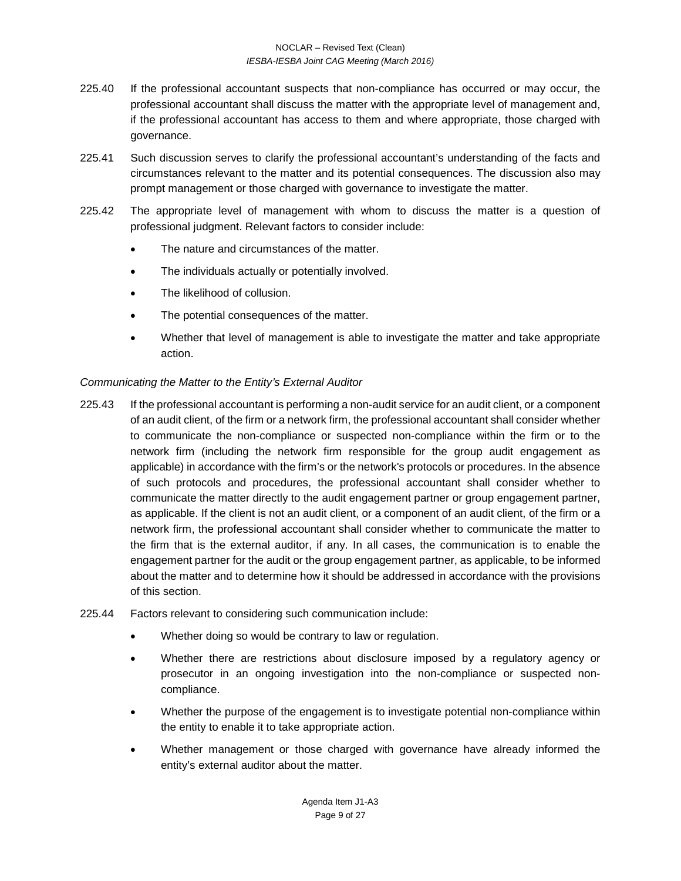225.40 If the professional accountant suspects that non-compliance has occurred or may occur, the professional accountant shall discuss the matter with the appropriate level of management and, if the professional accountant has access to them and where appropriate, those charged with governance.

225.41 Such discussion serves to clarify the professional accountant's understanding of the facts and circumstances relevant to the matter and its potential consequences. The discussion also may prompt management or those charged with governance to investigate the matter.

225.42 The appropriate level of management with whom to discuss the matter is a question of professional judgment. Relevant factors to consider include:

- The nature and circumstances of the matter.
- The individuals actually or potentially involved.
- The likelihood of collusion.
- The potential consequences of the matter.
- Whether that level of management is able to investigate the matter and take appropriate action.

*Communicating the Matter to the Entity's External Auditor*

225.43 If the professional accountant is performing a non-audit service for an audit client, or a component of an audit client, of the firm or a network firm, the professional accountant shall consider whether to communicate the non-compliance or suspected non-compliance within the firm or to the network firm (including the network firm responsible for the group audit engagement as applicable) in accordance with the firm's or the network's protocols or procedures. In the absence of such protocols and procedures, the professional accountant shall consider whether to communicate the matter directly to the audit engagement partner or group engagement partner, as applicable. If the client is not an audit client, or a component of an audit client, of the firm or a network firm, the professional accountant shall consider whether to communicate the matter to the firm that is the external auditor, if any. In all cases, the communication is to enable the engagement partner for the audit or the group engagement partner, as applicable, to be informed about the matter and to determine how it should be addressed in accordance with the provisions of this section.

225.44 Factors relevant to considering such communication include:

- Whether doing so would be contrary to law or regulation.
- Whether there are restrictions about disclosure imposed by a regulatory agency or prosecutor in an ongoing investigation into the non-compliance or suspected non-compliance.
- Whether the purpose of the engagement is to investigate potential non-compliance within the entity to enable it to take appropriate action.
- Whether management or those charged with governance have already informed the entity's external auditor about the matter.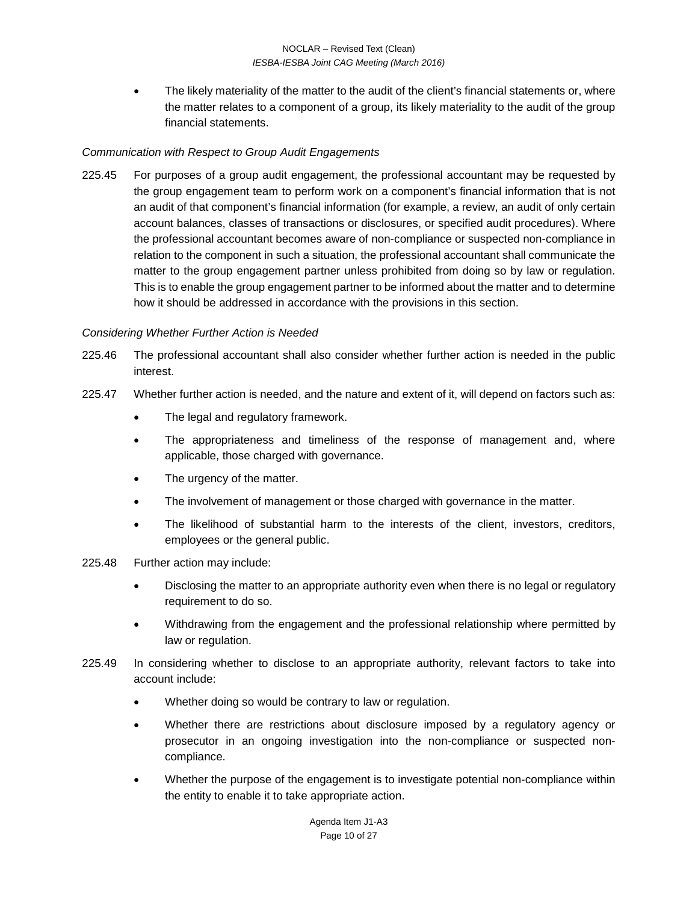- The likely materiality of the matter to the audit of the client's financial statements or, where the matter relates to a component of a group, its likely materiality to the audit of the group financial statements.

*Communication with Respect to Group Audit Engagements*

225.45 For purposes of a group audit engagement, the professional accountant may be requested by the group engagement team to perform work on a component's financial information that is not an audit of that component's financial information (for example, a review, an audit of only certain account balances, classes of transactions or disclosures, or specified audit procedures). Where the professional accountant becomes aware of non-compliance or suspected non-compliance in relation to the component in such a situation, the professional accountant shall communicate the matter to the group engagement partner unless prohibited from doing so by law or regulation. This is to enable the group engagement partner to be informed about the matter and to determine how it should be addressed in accordance with the provisions in this section.

*Considering Whether Further Action is Needed*

225.46 The professional accountant shall also consider whether further action is needed in the public interest.

225.47 Whether further action is needed, and the nature and extent of it, will depend on factors such as:

- The legal and regulatory framework.
- The appropriateness and timeliness of the response of management and, where applicable, those charged with governance.
- The urgency of the matter.
- The involvement of management or those charged with governance in the matter.
- The likelihood of substantial harm to the interests of the client, investors, creditors, employees or the general public.

225.48 Further action may include:

- Disclosing the matter to an appropriate authority even when there is no legal or regulatory requirement to do so.
- Withdrawing from the engagement and the professional relationship where permitted by law or regulation.

225.49 In considering whether to disclose to an appropriate authority, relevant factors to take into account include:

- Whether doing so would be contrary to law or regulation.
- Whether there are restrictions about disclosure imposed by a regulatory agency or prosecutor in an ongoing investigation into the non-compliance or suspected non-compliance.
- Whether the purpose of the engagement is to investigate potential non-compliance within the entity to enable it to take appropriate action.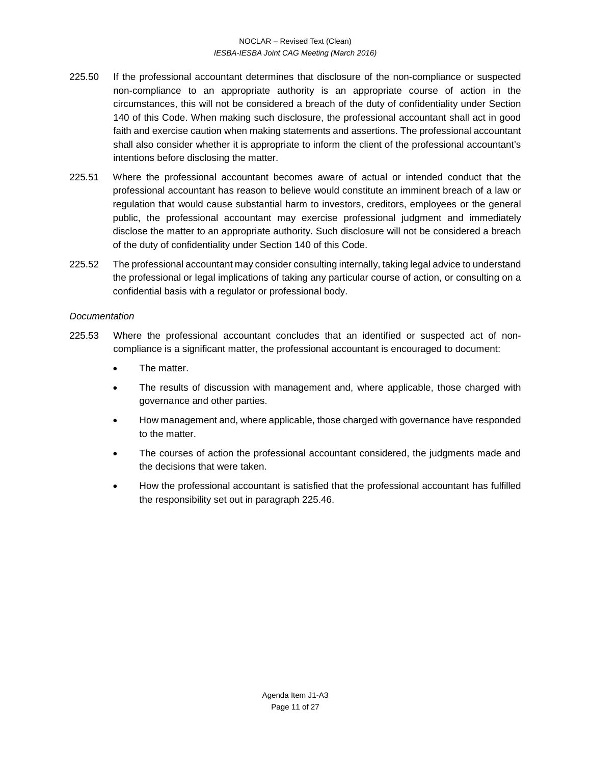225.50 If the professional accountant determines that disclosure of the non-compliance or suspected non-compliance to an appropriate authority is an appropriate course of action in the circumstances, this will not be considered a breach of the duty of confidentiality under Section 140 of this Code. When making such disclosure, the professional accountant shall act in good faith and exercise caution when making statements and assertions. The professional accountant shall also consider whether it is appropriate to inform the client of the professional accountant's intentions before disclosing the matter.

225.51 Where the professional accountant becomes aware of actual or intended conduct that the professional accountant has reason to believe would constitute an imminent breach of a law or regulation that would cause substantial harm to investors, creditors, employees or the general public, the professional accountant may exercise professional judgment and immediately disclose the matter to an appropriate authority. Such disclosure will not be considered a breach of the duty of confidentiality under Section 140 of this Code.

225.52 The professional accountant may consider consulting internally, taking legal advice to understand the professional or legal implications of taking any particular course of action, or consulting on a confidential basis with a regulator or professional body.

*Documentation*

225.53 Where the professional accountant concludes that an identified or suspected act of non-compliance is a significant matter, the professional accountant is encouraged to document:

- The matter.
- The results of discussion with management and, where applicable, those charged with governance and other parties.
- How management and, where applicable, those charged with governance have responded to the matter.
- The courses of action the professional accountant considered, the judgments made and the decisions that were taken.
- How the professional accountant is satisfied that the professional accountant has fulfilled the responsibility set out in paragraph 225.46.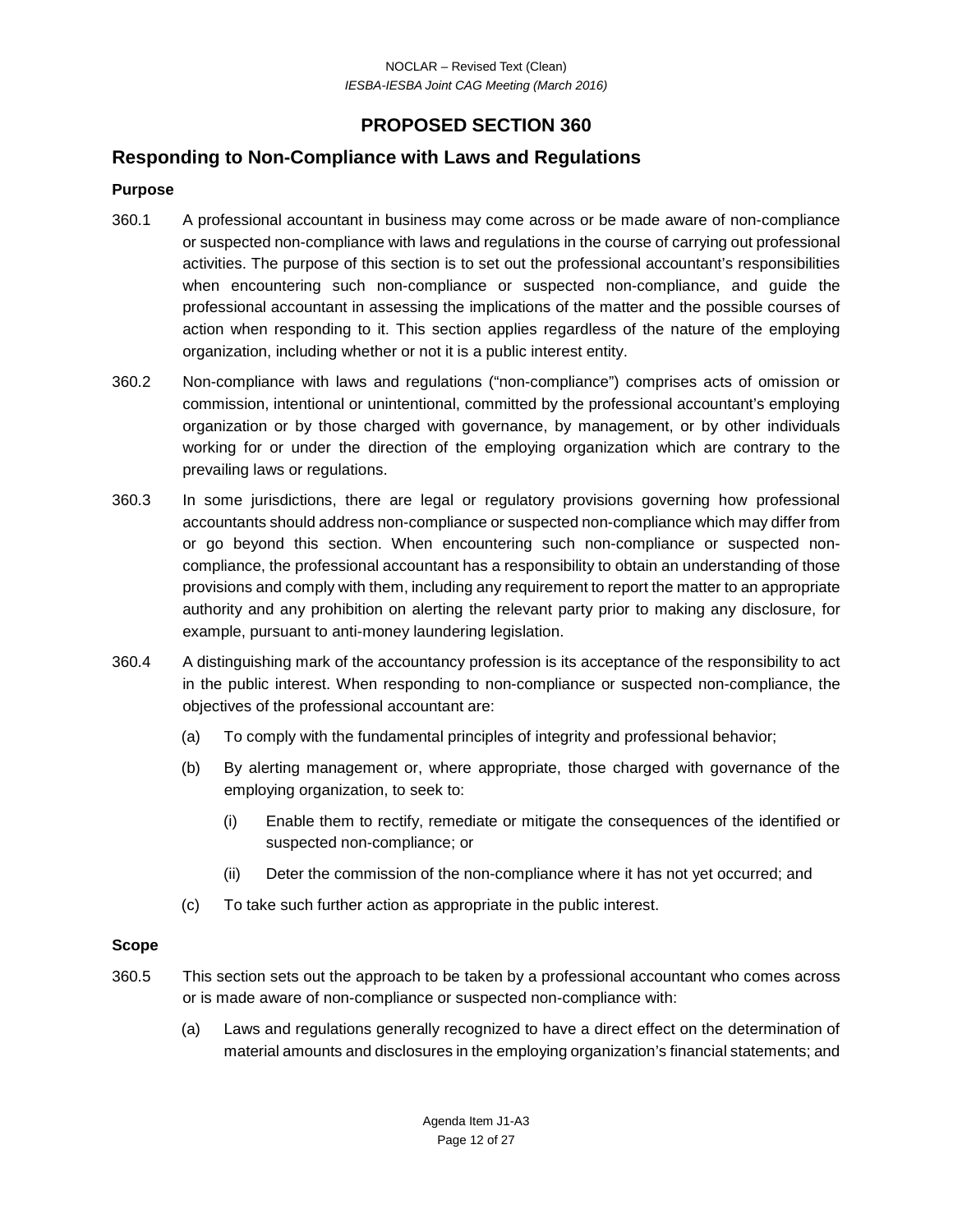# PROPOSED SECTION 360

## Responding to Non-Compliance with Laws and Regulations

### Purpose

360.1 A professional accountant in business may come across or be made aware of non-compliance or suspected non-compliance with laws and regulations in the course of carrying out professional activities. The purpose of this section is to set out the professional accountant's responsibilities when encountering such non-compliance or suspected non-compliance, and guide the professional accountant in assessing the implications of the matter and the possible courses of action when responding to it. This section applies regardless of the nature of the employing organization, including whether or not it is a public interest entity.

360.2 Non-compliance with laws and regulations ("non-compliance") comprises acts of omission or commission, intentional or unintentional, committed by the professional accountant's employing organization or by those charged with governance, by management, or by other individuals working for or under the direction of the employing organization which are contrary to the prevailing laws or regulations.

360.3 In some jurisdictions, there are legal or regulatory provisions governing how professional accountants should address non-compliance or suspected non-compliance which may differ from or go beyond this section. When encountering such non-compliance or suspected non-compliance, the professional accountant has a responsibility to obtain an understanding of those provisions and comply with them, including any requirement to report the matter to an appropriate authority and any prohibition on alerting the relevant party prior to making any disclosure, for example, pursuant to anti-money laundering legislation.

360.4 A distinguishing mark of the accountancy profession is its acceptance of the responsibility to act in the public interest. When responding to non-compliance or suspected non-compliance, the objectives of the professional accountant are:

(a) To comply with the fundamental principles of integrity and professional behavior;

(b) By alerting management or, where appropriate, those charged with governance of the employing organization, to seek to:

   (i) Enable them to rectify, remediate or mitigate the consequences of the identified or suspected non-compliance; or

   (ii) Deter the commission of the non-compliance where it has not yet occurred; and

(c) To take such further action as appropriate in the public interest.

### Scope

360.5 This section sets out the approach to be taken by a professional accountant who comes across or is made aware of non-compliance or suspected non-compliance with:

(a) Laws and regulations generally recognized to have a direct effect on the determination of material amounts and disclosures in the employing organization's financial statements; and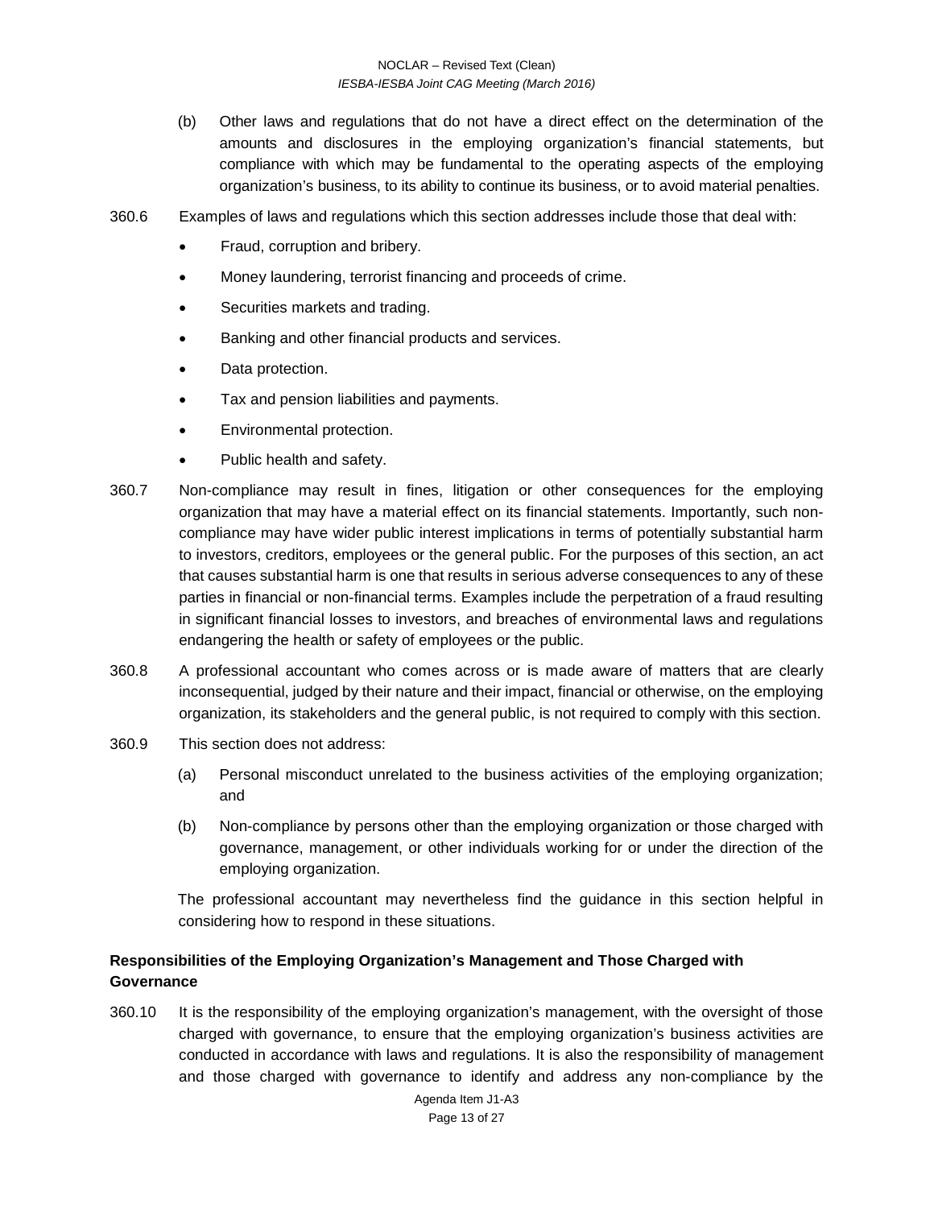(b) Other laws and regulations that do not have a direct effect on the determination of the amounts and disclosures in the employing organization's financial statements, but compliance with which may be fundamental to the operating aspects of the employing organization's business, to its ability to continue its business, or to avoid material penalties.

360.6 Examples of laws and regulations which this section addresses include those that deal with:

- Fraud, corruption and bribery.
- Money laundering, terrorist financing and proceeds of crime.
- Securities markets and trading.
- Banking and other financial products and services.
- Data protection.
- Tax and pension liabilities and payments.
- Environmental protection.
- Public health and safety.

360.7 Non-compliance may result in fines, litigation or other consequences for the employing organization that may have a material effect on its financial statements. Importantly, such non-compliance may have wider public interest implications in terms of potentially substantial harm to investors, creditors, employees or the general public. For the purposes of this section, an act that causes substantial harm is one that results in serious adverse consequences to any of these parties in financial or non-financial terms. Examples include the perpetration of a fraud resulting in significant financial losses to investors, and breaches of environmental laws and regulations endangering the health or safety of employees or the public.

360.8 A professional accountant who comes across or is made aware of matters that are clearly inconsequential, judged by their nature and their impact, financial or otherwise, on the employing organization, its stakeholders and the general public, is not required to comply with this section.

360.9 This section does not address:

(a) Personal misconduct unrelated to the business activities of the employing organization; and

(b) Non-compliance by persons other than the employing organization or those charged with governance, management, or other individuals working for or under the direction of the employing organization.

The professional accountant may nevertheless find the guidance in this section helpful in considering how to respond in these situations.

**Responsibilities of the Employing Organization's Management and Those Charged with Governance**

360.10 It is the responsibility of the employing organization's management, with the oversight of those charged with governance, to ensure that the employing organization's business activities are conducted in accordance with laws and regulations. It is also the responsibility of management and those charged with governance to identify and address any non-compliance by the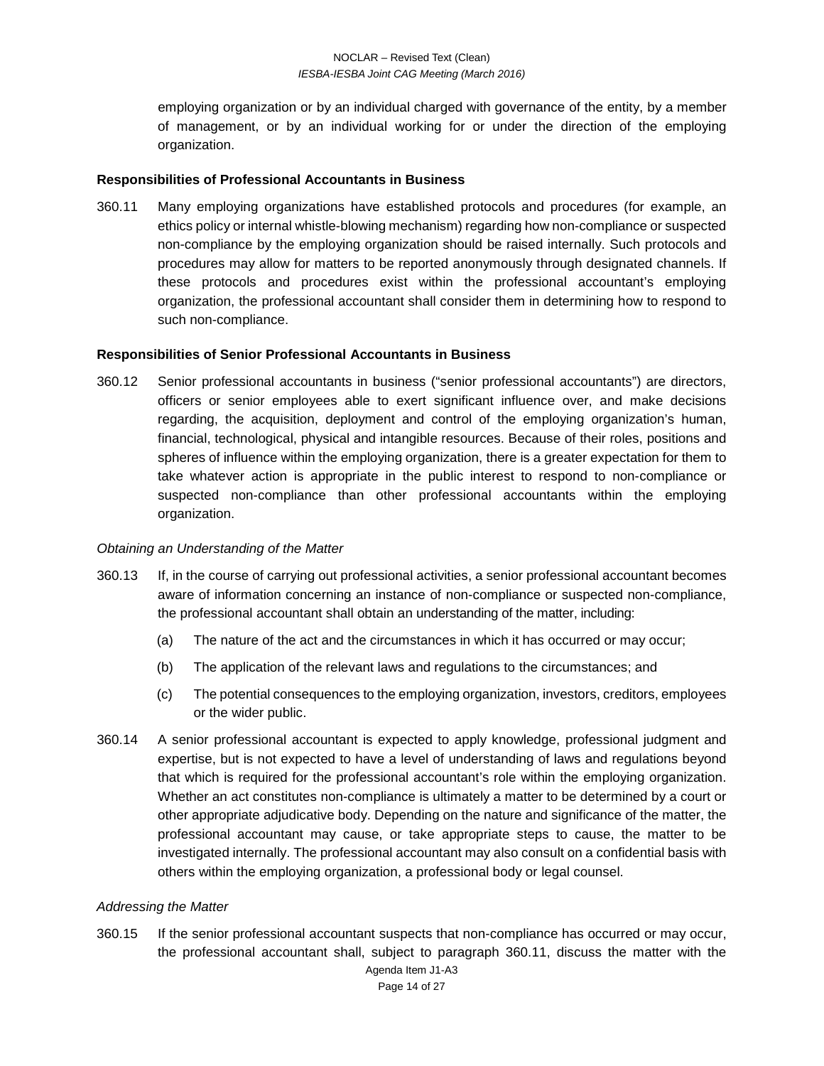employing organization or by an individual charged with governance of the entity, by a member of management, or by an individual working for or under the direction of the employing organization.

**Responsibilities of Professional Accountants in Business**

360.11 Many employing organizations have established protocols and procedures (for example, an ethics policy or internal whistle-blowing mechanism) regarding how non-compliance or suspected non-compliance by the employing organization should be raised internally. Such protocols and procedures may allow for matters to be reported anonymously through designated channels. If these protocols and procedures exist within the professional accountant's employing organization, the professional accountant shall consider them in determining how to respond to such non-compliance.

**Responsibilities of Senior Professional Accountants in Business**

360.12 Senior professional accountants in business ("senior professional accountants") are directors, officers or senior employees able to exert significant influence over, and make decisions regarding, the acquisition, deployment and control of the employing organization's human, financial, technological, physical and intangible resources. Because of their roles, positions and spheres of influence within the employing organization, there is a greater expectation for them to take whatever action is appropriate in the public interest to respond to non-compliance or suspected non-compliance than other professional accountants within the employing organization.

*Obtaining an Understanding of the Matter*

360.13 If, in the course of carrying out professional activities, a senior professional accountant becomes aware of information concerning an instance of non-compliance or suspected non-compliance, the professional accountant shall obtain an understanding of the matter, including:

(a) The nature of the act and the circumstances in which it has occurred or may occur;

(b) The application of the relevant laws and regulations to the circumstances; and

(c) The potential consequences to the employing organization, investors, creditors, employees or the wider public.

360.14 A senior professional accountant is expected to apply knowledge, professional judgment and expertise, but is not expected to have a level of understanding of laws and regulations beyond that which is required for the professional accountant's role within the employing organization. Whether an act constitutes non-compliance is ultimately a matter to be determined by a court or other appropriate adjudicative body. Depending on the nature and significance of the matter, the professional accountant may cause, or take appropriate steps to cause, the matter to be investigated internally. The professional accountant may also consult on a confidential basis with others within the employing organization, a professional body or legal counsel.

*Addressing the Matter*

360.15 If the senior professional accountant suspects that non-compliance has occurred or may occur, the professional accountant shall, subject to paragraph 360.11, discuss the matter with the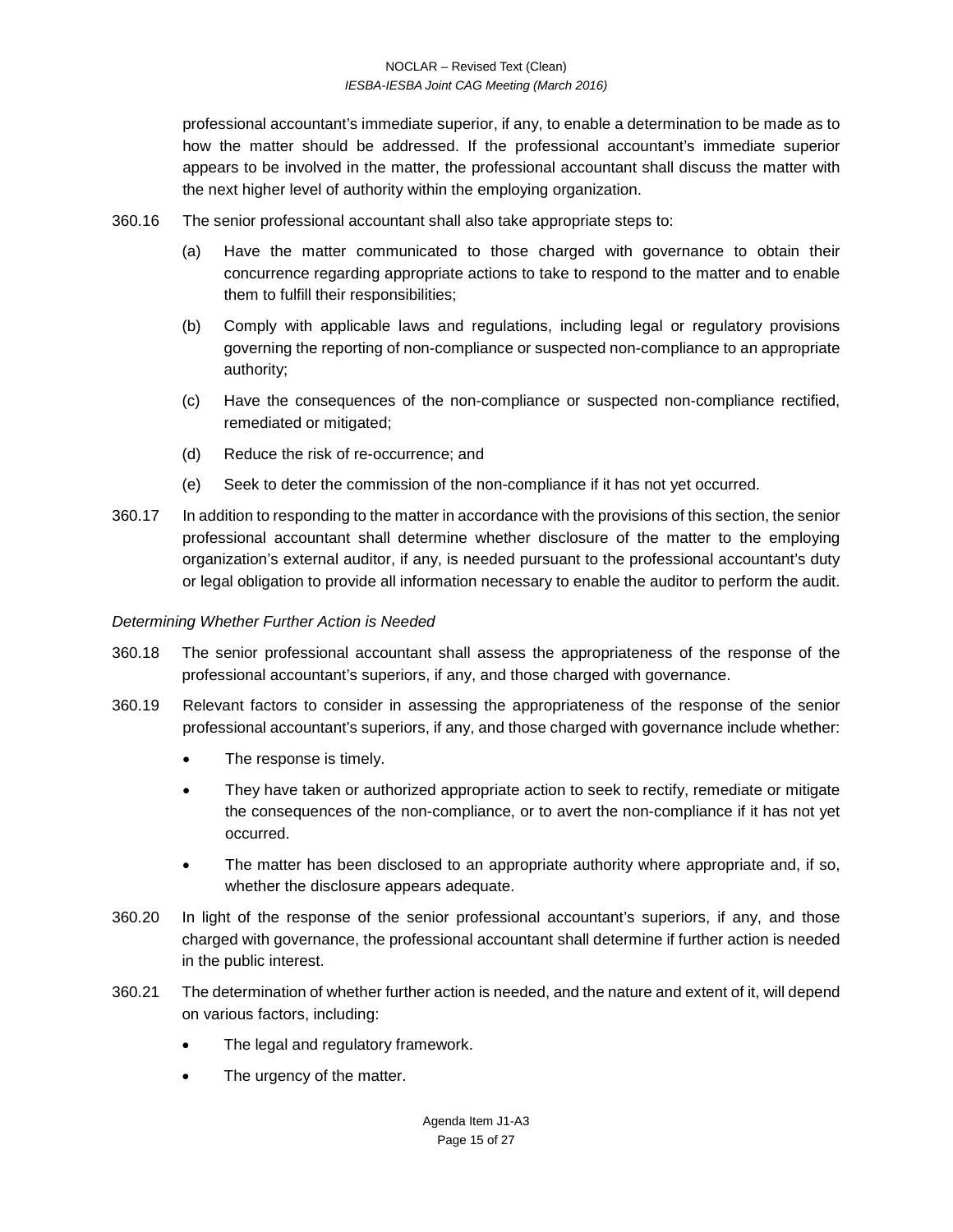professional accountant's immediate superior, if any, to enable a determination to be made as to how the matter should be addressed. If the professional accountant's immediate superior appears to be involved in the matter, the professional accountant shall discuss the matter with the next higher level of authority within the employing organization.

360.16 The senior professional accountant shall also take appropriate steps to:

(a) Have the matter communicated to those charged with governance to obtain their concurrence regarding appropriate actions to take to respond to the matter and to enable them to fulfill their responsibilities;

(b) Comply with applicable laws and regulations, including legal or regulatory provisions governing the reporting of non-compliance or suspected non-compliance to an appropriate authority;

(c) Have the consequences of the non-compliance or suspected non-compliance rectified, remediated or mitigated;

(d) Reduce the risk of re-occurrence; and

(e) Seek to deter the commission of the non-compliance if it has not yet occurred.

360.17 In addition to responding to the matter in accordance with the provisions of this section, the senior professional accountant shall determine whether disclosure of the matter to the employing organization's external auditor, if any, is needed pursuant to the professional accountant's duty or legal obligation to provide all information necessary to enable the auditor to perform the audit.

*Determining Whether Further Action is Needed*

360.18 The senior professional accountant shall assess the appropriateness of the response of the professional accountant's superiors, if any, and those charged with governance.

360.19 Relevant factors to consider in assessing the appropriateness of the response of the senior professional accountant's superiors, if any, and those charged with governance include whether:

- The response is timely.
- They have taken or authorized appropriate action to seek to rectify, remediate or mitigate the consequences of the non-compliance, or to avert the non-compliance if it has not yet occurred.
- The matter has been disclosed to an appropriate authority where appropriate and, if so, whether the disclosure appears adequate.

360.20 In light of the response of the senior professional accountant's superiors, if any, and those charged with governance, the professional accountant shall determine if further action is needed in the public interest.

360.21 The determination of whether further action is needed, and the nature and extent of it, will depend on various factors, including:

- The legal and regulatory framework.
- The urgency of the matter.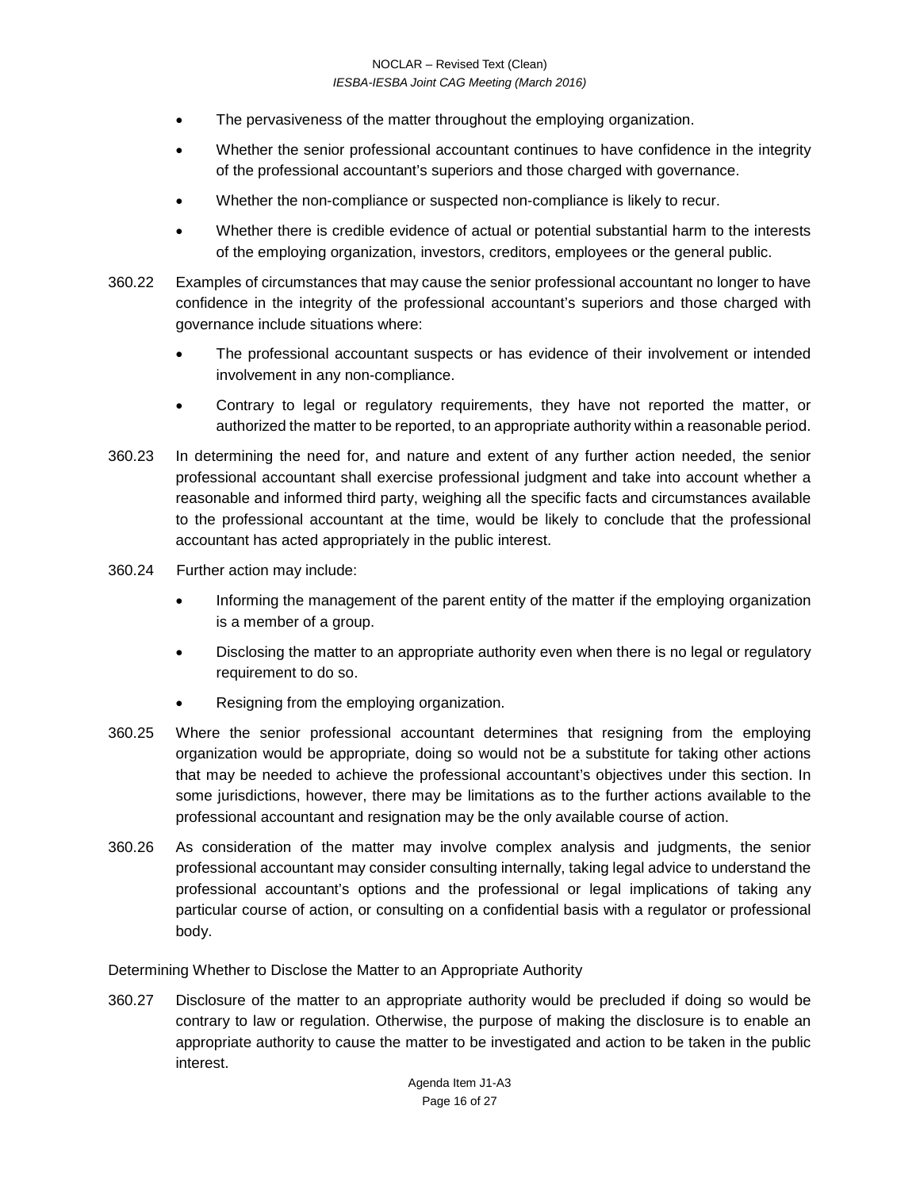- The pervasiveness of the matter throughout the employing organization.
- Whether the senior professional accountant continues to have confidence in the integrity of the professional accountant's superiors and those charged with governance.
- Whether the non-compliance or suspected non-compliance is likely to recur.
- Whether there is credible evidence of actual or potential substantial harm to the interests of the employing organization, investors, creditors, employees or the general public.

360.22 Examples of circumstances that may cause the senior professional accountant no longer to have confidence in the integrity of the professional accountant's superiors and those charged with governance include situations where:

- The professional accountant suspects or has evidence of their involvement or intended involvement in any non-compliance.
- Contrary to legal or regulatory requirements, they have not reported the matter, or authorized the matter to be reported, to an appropriate authority within a reasonable period.

360.23 In determining the need for, and nature and extent of any further action needed, the senior professional accountant shall exercise professional judgment and take into account whether a reasonable and informed third party, weighing all the specific facts and circumstances available to the professional accountant at the time, would be likely to conclude that the professional accountant has acted appropriately in the public interest.

360.24 Further action may include:

- Informing the management of the parent entity of the matter if the employing organization is a member of a group.
- Disclosing the matter to an appropriate authority even when there is no legal or regulatory requirement to do so.
- Resigning from the employing organization.

360.25 Where the senior professional accountant determines that resigning from the employing organization would be appropriate, doing so would not be a substitute for taking other actions that may be needed to achieve the professional accountant's objectives under this section. In some jurisdictions, however, there may be limitations as to the further actions available to the professional accountant and resignation may be the only available course of action.

360.26 As consideration of the matter may involve complex analysis and judgments, the senior professional accountant may consider consulting internally, taking legal advice to understand the professional accountant's options and the professional or legal implications of taking any particular course of action, or consulting on a confidential basis with a regulator or professional body.

Determining Whether to Disclose the Matter to an Appropriate Authority

360.27 Disclosure of the matter to an appropriate authority would be precluded if doing so would be contrary to law or regulation. Otherwise, the purpose of making the disclosure is to enable an appropriate authority to cause the matter to be investigated and action to be taken in the public interest.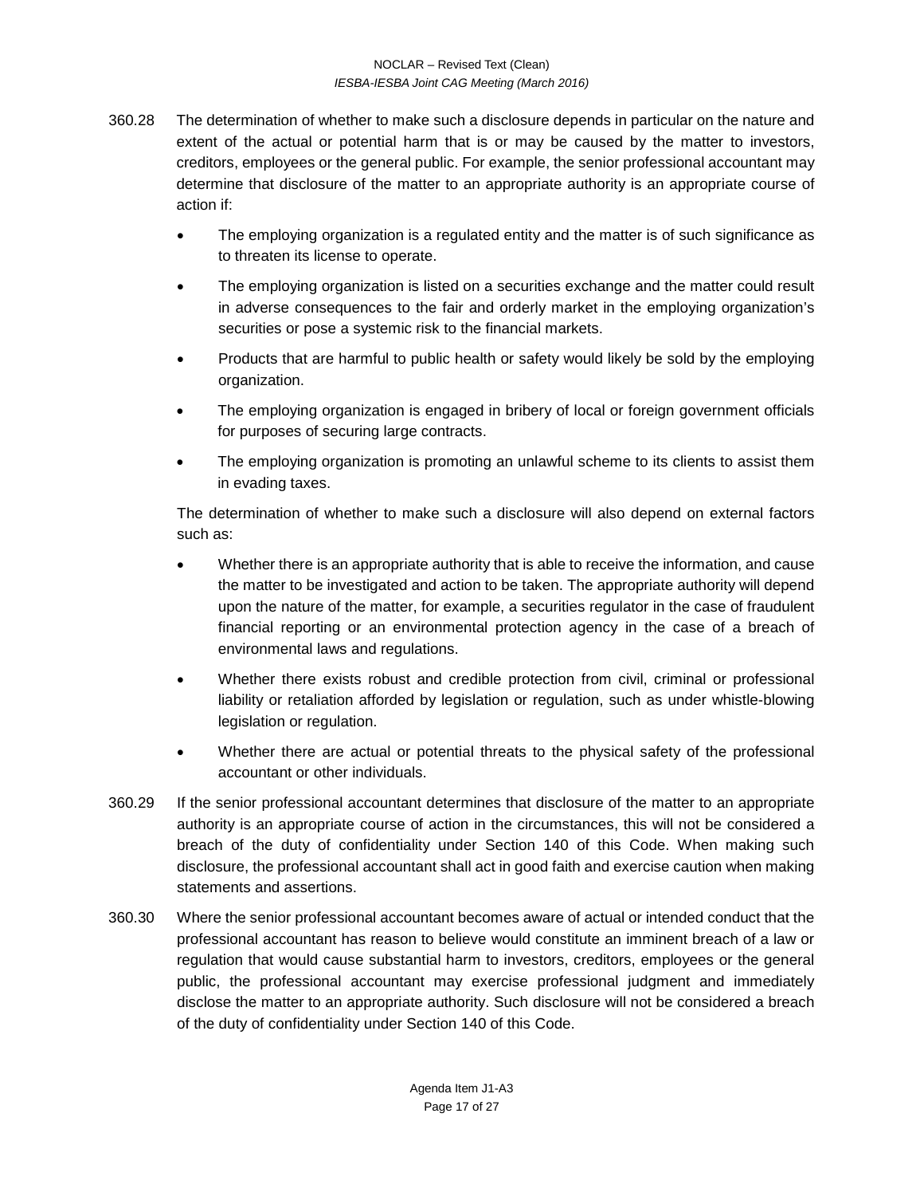360.28 The determination of whether to make such a disclosure depends in particular on the nature and extent of the actual or potential harm that is or may be caused by the matter to investors, creditors, employees or the general public. For example, the senior professional accountant may determine that disclosure of the matter to an appropriate authority is an appropriate course of action if:

- The employing organization is a regulated entity and the matter is of such significance as to threaten its license to operate.
- The employing organization is listed on a securities exchange and the matter could result in adverse consequences to the fair and orderly market in the employing organization's securities or pose a systemic risk to the financial markets.
- Products that are harmful to public health or safety would likely be sold by the employing organization.
- The employing organization is engaged in bribery of local or foreign government officials for purposes of securing large contracts.
- The employing organization is promoting an unlawful scheme to its clients to assist them in evading taxes.

The determination of whether to make such a disclosure will also depend on external factors such as:

- Whether there is an appropriate authority that is able to receive the information, and cause the matter to be investigated and action to be taken. The appropriate authority will depend upon the nature of the matter, for example, a securities regulator in the case of fraudulent financial reporting or an environmental protection agency in the case of a breach of environmental laws and regulations.
- Whether there exists robust and credible protection from civil, criminal or professional liability or retaliation afforded by legislation or regulation, such as under whistle-blowing legislation or regulation.
- Whether there are actual or potential threats to the physical safety of the professional accountant or other individuals.

360.29 If the senior professional accountant determines that disclosure of the matter to an appropriate authority is an appropriate course of action in the circumstances, this will not be considered a breach of the duty of confidentiality under Section 140 of this Code. When making such disclosure, the professional accountant shall act in good faith and exercise caution when making statements and assertions.

360.30 Where the senior professional accountant becomes aware of actual or intended conduct that the professional accountant has reason to believe would constitute an imminent breach of a law or regulation that would cause substantial harm to investors, creditors, employees or the general public, the professional accountant may exercise professional judgment and immediately disclose the matter to an appropriate authority. Such disclosure will not be considered a breach of the duty of confidentiality under Section 140 of this Code.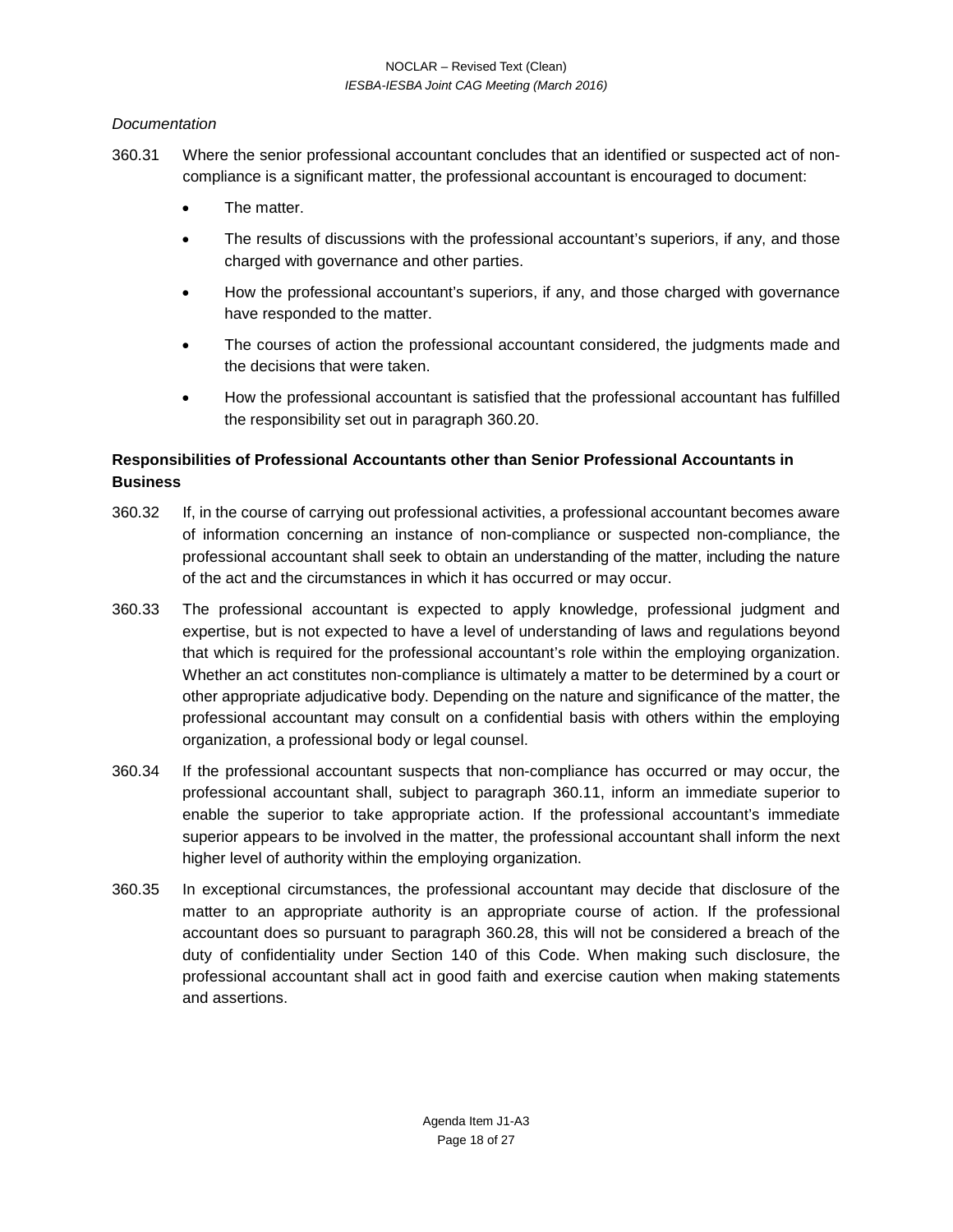*Documentation*

360.31 Where the senior professional accountant concludes that an identified or suspected act of non-compliance is a significant matter, the professional accountant is encouraged to document:

- The matter.
- The results of discussions with the professional accountant's superiors, if any, and those charged with governance and other parties.
- How the professional accountant's superiors, if any, and those charged with governance have responded to the matter.
- The courses of action the professional accountant considered, the judgments made and the decisions that were taken.
- How the professional accountant is satisfied that the professional accountant has fulfilled the responsibility set out in paragraph 360.20.

**Responsibilities of Professional Accountants other than Senior Professional Accountants in Business**

360.32 If, in the course of carrying out professional activities, a professional accountant becomes aware of information concerning an instance of non-compliance or suspected non-compliance, the professional accountant shall seek to obtain an understanding of the matter, including the nature of the act and the circumstances in which it has occurred or may occur.

360.33 The professional accountant is expected to apply knowledge, professional judgment and expertise, but is not expected to have a level of understanding of laws and regulations beyond that which is required for the professional accountant's role within the employing organization. Whether an act constitutes non-compliance is ultimately a matter to be determined by a court or other appropriate adjudicative body. Depending on the nature and significance of the matter, the professional accountant may consult on a confidential basis with others within the employing organization, a professional body or legal counsel.

360.34 If the professional accountant suspects that non-compliance has occurred or may occur, the professional accountant shall, subject to paragraph 360.11, inform an immediate superior to enable the superior to take appropriate action. If the professional accountant's immediate superior appears to be involved in the matter, the professional accountant shall inform the next higher level of authority within the employing organization.

360.35 In exceptional circumstances, the professional accountant may decide that disclosure of the matter to an appropriate authority is an appropriate course of action. If the professional accountant does so pursuant to paragraph 360.28, this will not be considered a breach of the duty of confidentiality under Section 140 of this Code. When making such disclosure, the professional accountant shall act in good faith and exercise caution when making statements and assertions.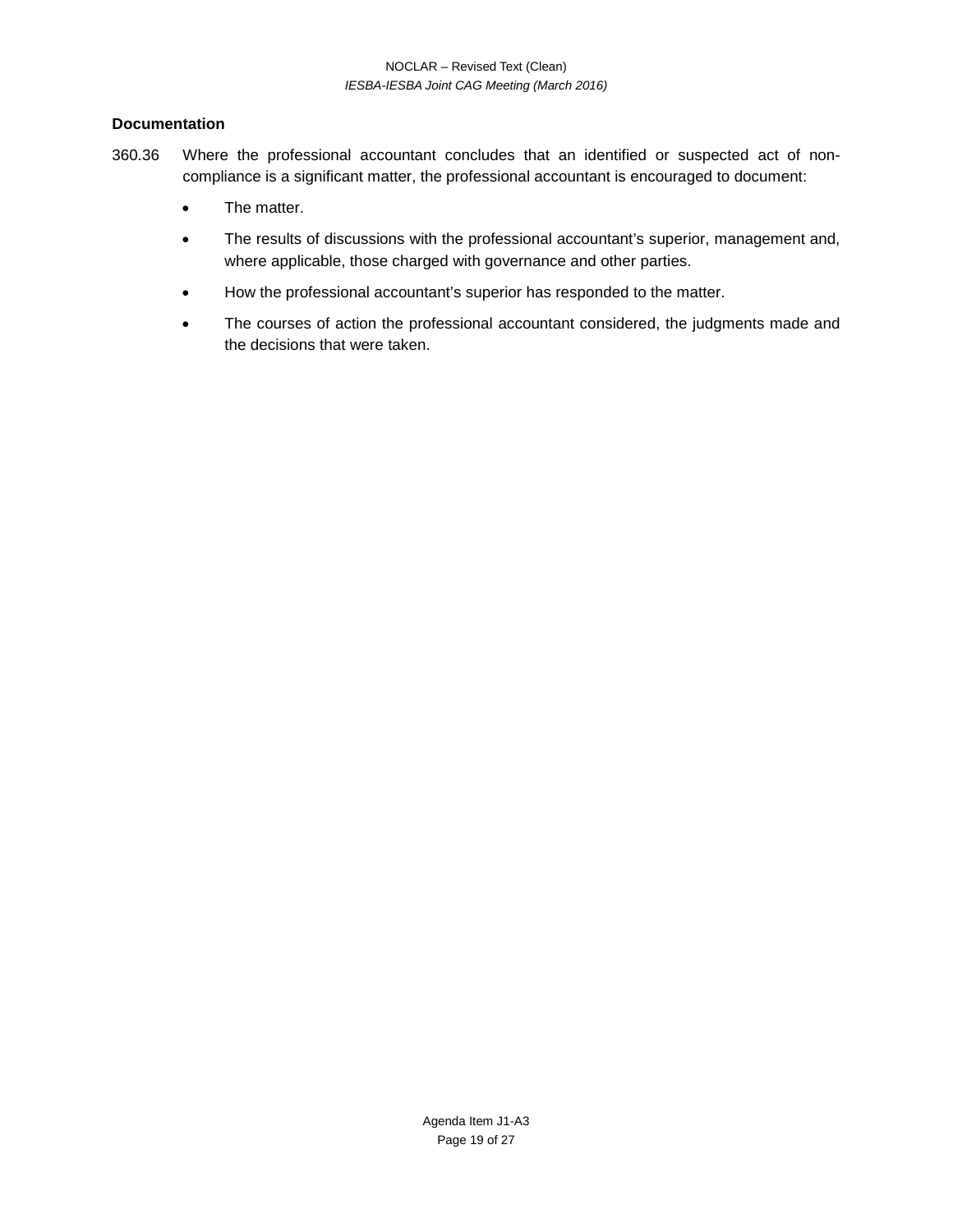**Documentation**

360.36 Where the professional accountant concludes that an identified or suspected act of non-compliance is a significant matter, the professional accountant is encouraged to document:

- The matter.
- The results of discussions with the professional accountant's superior, management and, where applicable, those charged with governance and other parties.
- How the professional accountant's superior has responded to the matter.
- The courses of action the professional accountant considered, the judgments made and the decisions that were taken.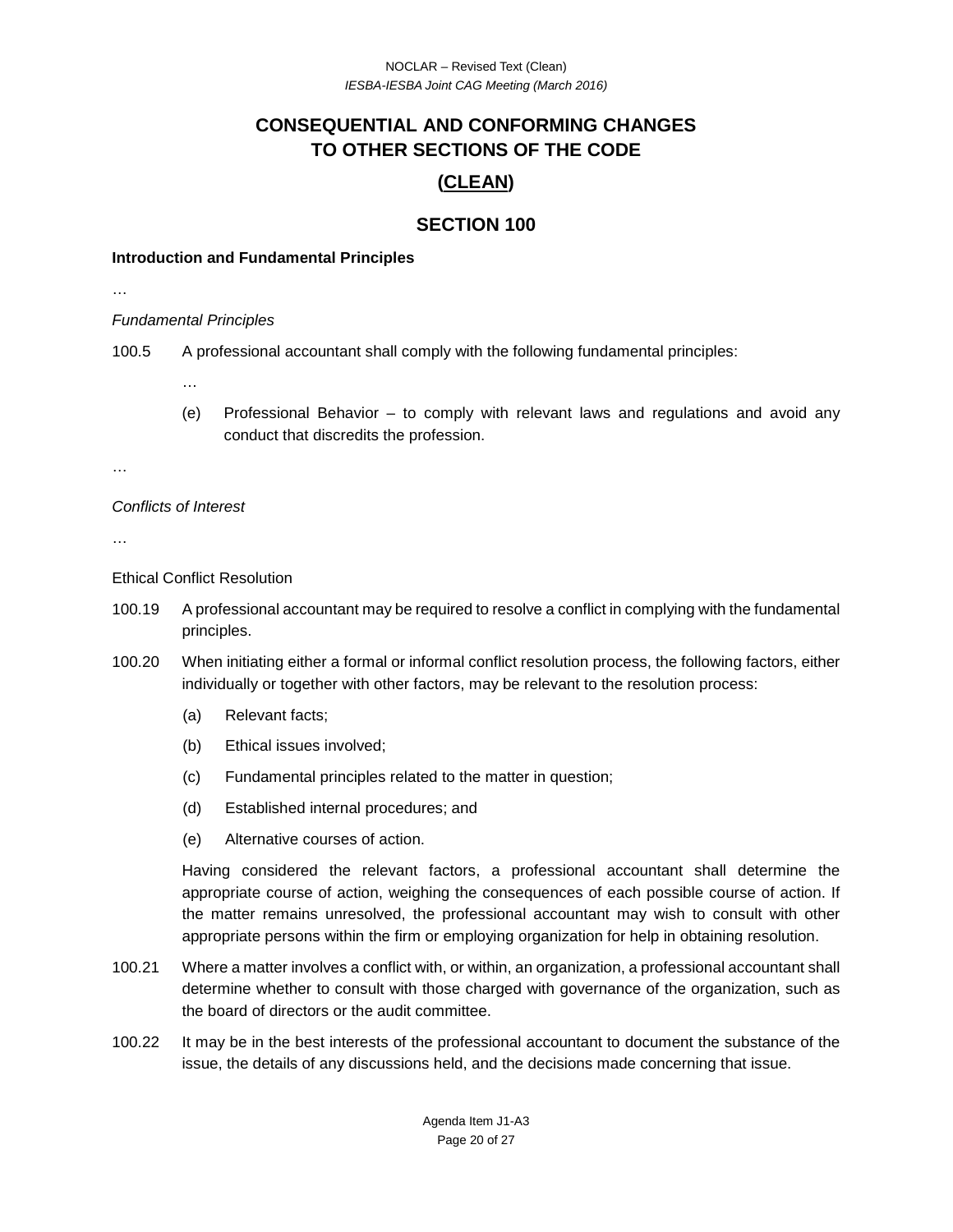# CONSEQUENTIAL AND CONFORMING CHANGES TO OTHER SECTIONS OF THE CODE

## (CLEAN)

## SECTION 100

**Introduction and Fundamental Principles**

…

*Fundamental Principles*

100.5 A professional accountant shall comply with the following fundamental principles:

…

(e) Professional Behavior – to comply with relevant laws and regulations and avoid any conduct that discredits the profession.

…

*Conflicts of Interest*

…

Ethical Conflict Resolution

100.19 A professional accountant may be required to resolve a conflict in complying with the fundamental principles.

100.20 When initiating either a formal or informal conflict resolution process, the following factors, either individually or together with other factors, may be relevant to the resolution process:

(a) Relevant facts;

(b) Ethical issues involved;

(c) Fundamental principles related to the matter in question;

(d) Established internal procedures; and

(e) Alternative courses of action.

Having considered the relevant factors, a professional accountant shall determine the appropriate course of action, weighing the consequences of each possible course of action. If the matter remains unresolved, the professional accountant may wish to consult with other appropriate persons within the firm or employing organization for help in obtaining resolution.

100.21 Where a matter involves a conflict with, or within, an organization, a professional accountant shall determine whether to consult with those charged with governance of the organization, such as the board of directors or the audit committee.

100.22 It may be in the best interests of the professional accountant to document the substance of the issue, the details of any discussions held, and the decisions made concerning that issue.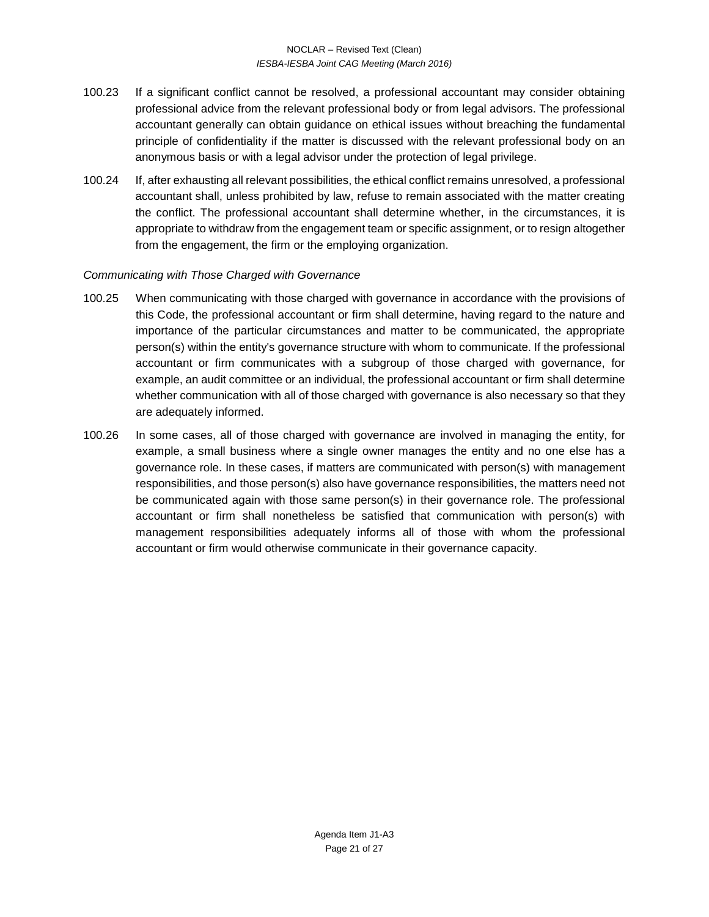100.23 If a significant conflict cannot be resolved, a professional accountant may consider obtaining professional advice from the relevant professional body or from legal advisors. The professional accountant generally can obtain guidance on ethical issues without breaching the fundamental principle of confidentiality if the matter is discussed with the relevant professional body on an anonymous basis or with a legal advisor under the protection of legal privilege.

100.24 If, after exhausting all relevant possibilities, the ethical conflict remains unresolved, a professional accountant shall, unless prohibited by law, refuse to remain associated with the matter creating the conflict. The professional accountant shall determine whether, in the circumstances, it is appropriate to withdraw from the engagement team or specific assignment, or to resign altogether from the engagement, the firm or the employing organization.

*Communicating with Those Charged with Governance*

100.25 When communicating with those charged with governance in accordance with the provisions of this Code, the professional accountant or firm shall determine, having regard to the nature and importance of the particular circumstances and matter to be communicated, the appropriate person(s) within the entity's governance structure with whom to communicate. If the professional accountant or firm communicates with a subgroup of those charged with governance, for example, an audit committee or an individual, the professional accountant or firm shall determine whether communication with all of those charged with governance is also necessary so that they are adequately informed.

100.26 In some cases, all of those charged with governance are involved in managing the entity, for example, a small business where a single owner manages the entity and no one else has a governance role. In these cases, if matters are communicated with person(s) with management responsibilities, and those person(s) also have governance responsibilities, the matters need not be communicated again with those same person(s) in their governance role. The professional accountant or firm shall nonetheless be satisfied that communication with person(s) with management responsibilities adequately informs all of those with whom the professional accountant or firm would otherwise communicate in their governance capacity.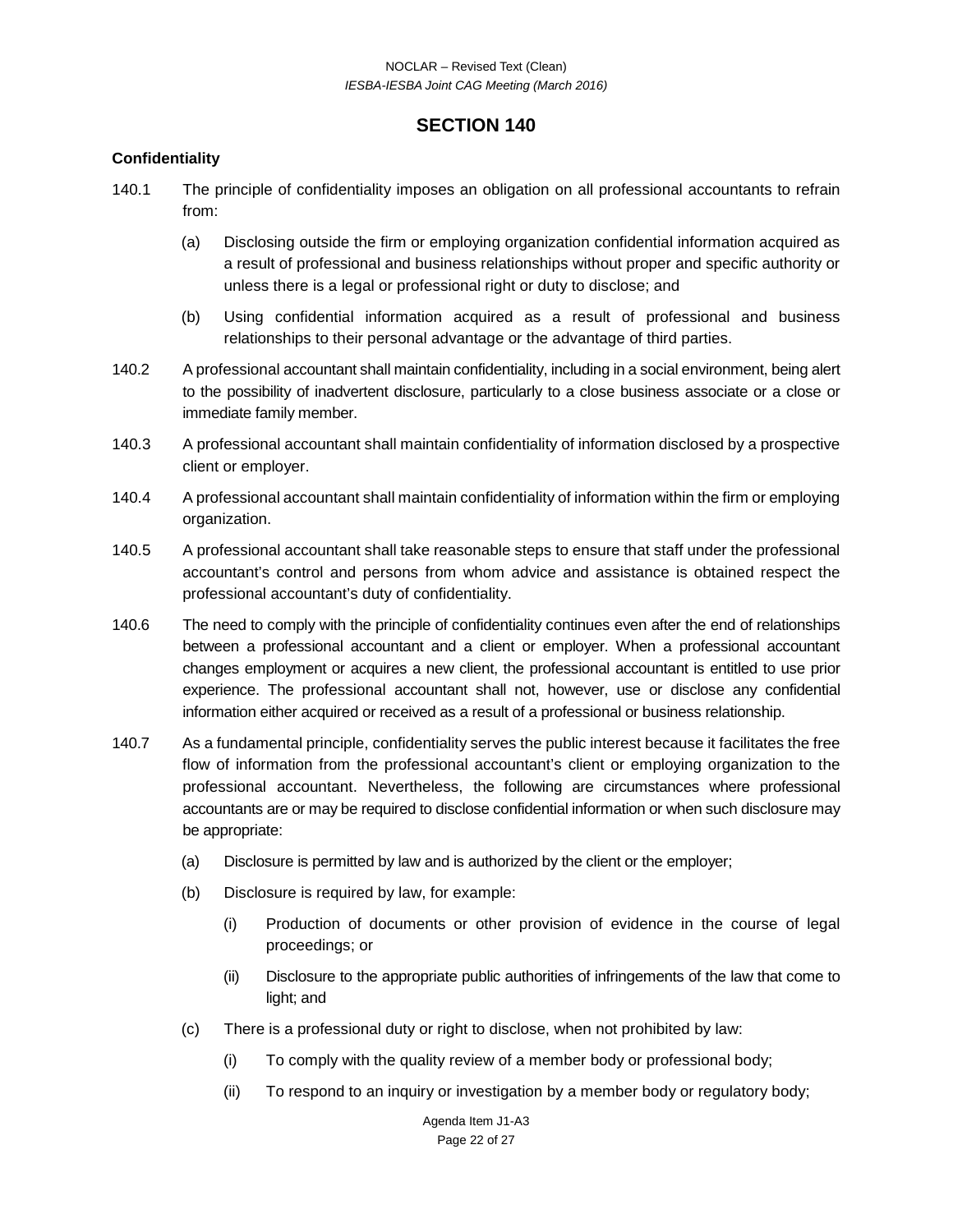# SECTION 140

### Confidentiality

140.1 The principle of confidentiality imposes an obligation on all professional accountants to refrain from:

(a) Disclosing outside the firm or employing organization confidential information acquired as a result of professional and business relationships without proper and specific authority or unless there is a legal or professional right or duty to disclose; and

(b) Using confidential information acquired as a result of professional and business relationships to their personal advantage or the advantage of third parties.

140.2 A professional accountant shall maintain confidentiality, including in a social environment, being alert to the possibility of inadvertent disclosure, particularly to a close business associate or a close or immediate family member.

140.3 A professional accountant shall maintain confidentiality of information disclosed by a prospective client or employer.

140.4 A professional accountant shall maintain confidentiality of information within the firm or employing organization.

140.5 A professional accountant shall take reasonable steps to ensure that staff under the professional accountant's control and persons from whom advice and assistance is obtained respect the professional accountant's duty of confidentiality.

140.6 The need to comply with the principle of confidentiality continues even after the end of relationships between a professional accountant and a client or employer. When a professional accountant changes employment or acquires a new client, the professional accountant is entitled to use prior experience. The professional accountant shall not, however, use or disclose any confidential information either acquired or received as a result of a professional or business relationship.

140.7 As a fundamental principle, confidentiality serves the public interest because it facilitates the free flow of information from the professional accountant's client or employing organization to the professional accountant. Nevertheless, the following are circumstances where professional accountants are or may be required to disclose confidential information or when such disclosure may be appropriate:

(a) Disclosure is permitted by law and is authorized by the client or the employer;

(b) Disclosure is required by law, for example:

(i) Production of documents or other provision of evidence in the course of legal proceedings; or

(ii) Disclosure to the appropriate public authorities of infringements of the law that come to light; and

(c) There is a professional duty or right to disclose, when not prohibited by law:

(i) To comply with the quality review of a member body or professional body;

(ii) To respond to an inquiry or investigation by a member body or regulatory body;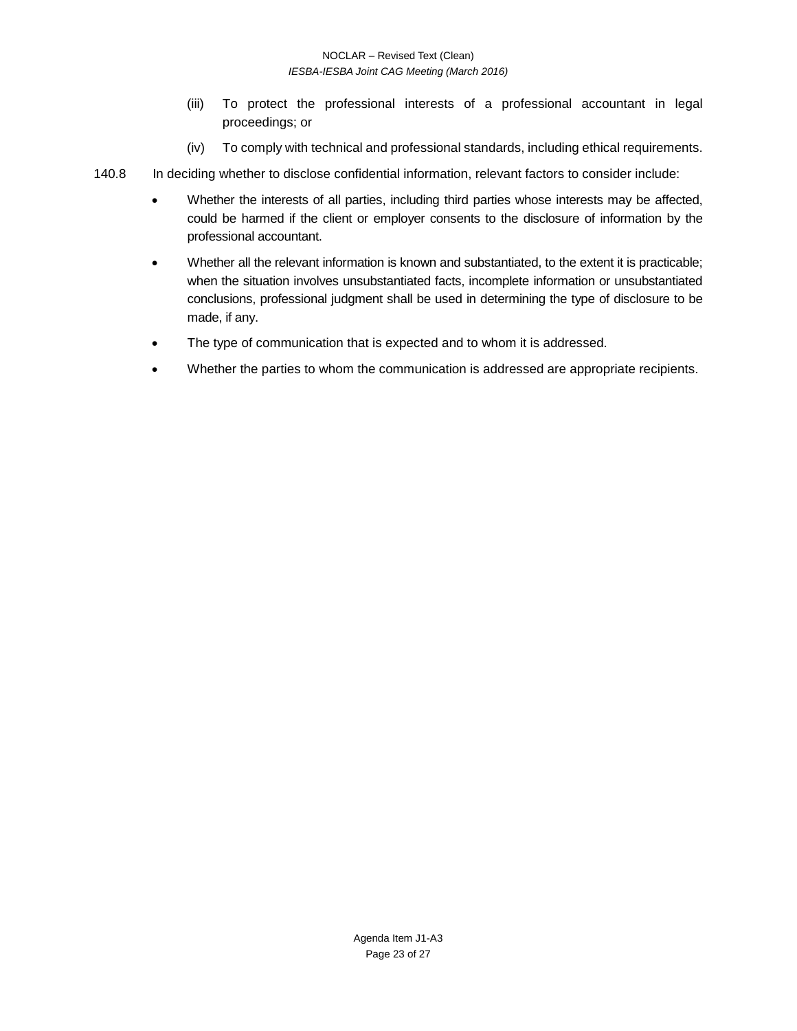(iii) To protect the professional interests of a professional accountant in legal proceedings; or

(iv) To comply with technical and professional standards, including ethical requirements.

140.8 In deciding whether to disclose confidential information, relevant factors to consider include:

- Whether the interests of all parties, including third parties whose interests may be affected, could be harmed if the client or employer consents to the disclosure of information by the professional accountant.
- Whether all the relevant information is known and substantiated, to the extent it is practicable; when the situation involves unsubstantiated facts, incomplete information or unsubstantiated conclusions, professional judgment shall be used in determining the type of disclosure to be made, if any.
- The type of communication that is expected and to whom it is addressed.
- Whether the parties to whom the communication is addressed are appropriate recipients.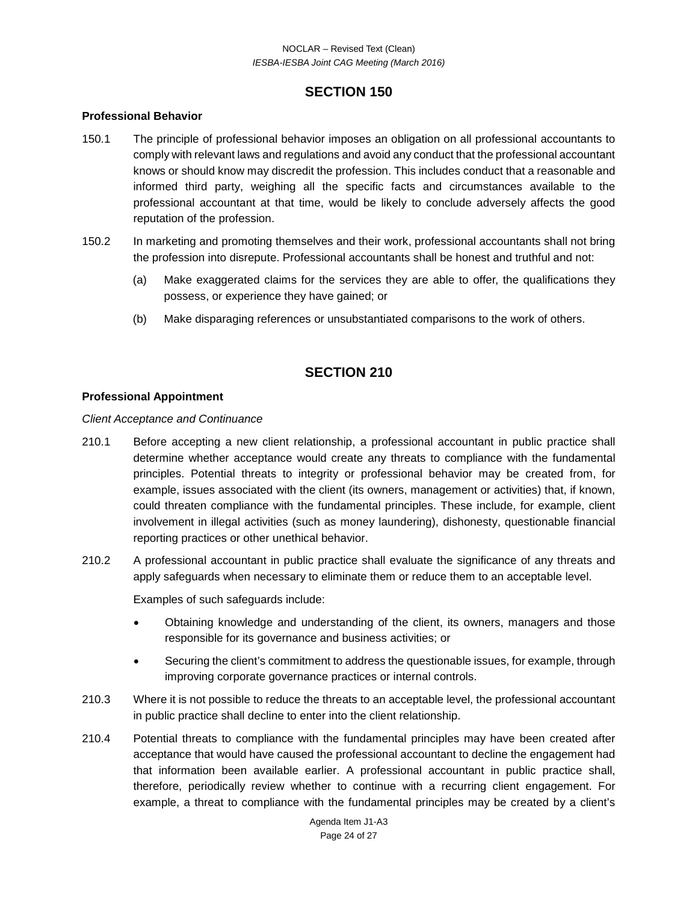## SECTION 150

**Professional Behavior**

150.1 The principle of professional behavior imposes an obligation on all professional accountants to comply with relevant laws and regulations and avoid any conduct that the professional accountant knows or should know may discredit the profession. This includes conduct that a reasonable and informed third party, weighing all the specific facts and circumstances available to the professional accountant at that time, would be likely to conclude adversely affects the good reputation of the profession.

150.2 In marketing and promoting themselves and their work, professional accountants shall not bring the profession into disrepute. Professional accountants shall be honest and truthful and not:

(a) Make exaggerated claims for the services they are able to offer, the qualifications they possess, or experience they have gained; or

(b) Make disparaging references or unsubstantiated comparisons to the work of others.

## SECTION 210

**Professional Appointment**

*Client Acceptance and Continuance*

210.1 Before accepting a new client relationship, a professional accountant in public practice shall determine whether acceptance would create any threats to compliance with the fundamental principles. Potential threats to integrity or professional behavior may be created from, for example, issues associated with the client (its owners, management or activities) that, if known, could threaten compliance with the fundamental principles. These include, for example, client involvement in illegal activities (such as money laundering), dishonesty, questionable financial reporting practices or other unethical behavior.

210.2 A professional accountant in public practice shall evaluate the significance of any threats and apply safeguards when necessary to eliminate them or reduce them to an acceptable level.

Examples of such safeguards include:

- Obtaining knowledge and understanding of the client, its owners, managers and those responsible for its governance and business activities; or
- Securing the client's commitment to address the questionable issues, for example, through improving corporate governance practices or internal controls.

210.3 Where it is not possible to reduce the threats to an acceptable level, the professional accountant in public practice shall decline to enter into the client relationship.

210.4 Potential threats to compliance with the fundamental principles may have been created after acceptance that would have caused the professional accountant to decline the engagement had that information been available earlier. A professional accountant in public practice shall, therefore, periodically review whether to continue with a recurring client engagement. For example, a threat to compliance with the fundamental principles may be created by a client's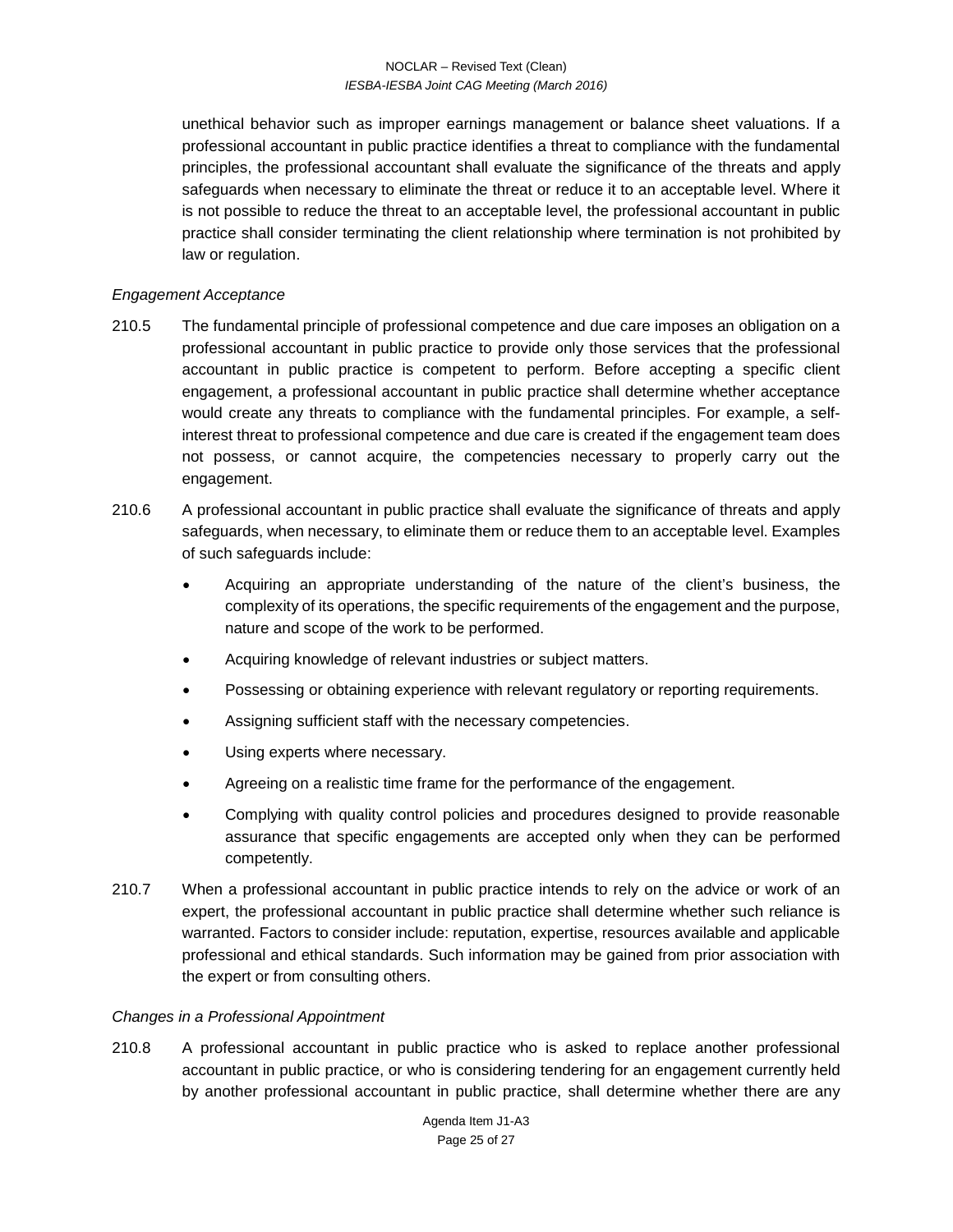unethical behavior such as improper earnings management or balance sheet valuations. If a professional accountant in public practice identifies a threat to compliance with the fundamental principles, the professional accountant shall evaluate the significance of the threats and apply safeguards when necessary to eliminate the threat or reduce it to an acceptable level. Where it is not possible to reduce the threat to an acceptable level, the professional accountant in public practice shall consider terminating the client relationship where termination is not prohibited by law or regulation.

*Engagement Acceptance*

210.5 The fundamental principle of professional competence and due care imposes an obligation on a professional accountant in public practice to provide only those services that the professional accountant in public practice is competent to perform. Before accepting a specific client engagement, a professional accountant in public practice shall determine whether acceptance would create any threats to compliance with the fundamental principles. For example, a self-interest threat to professional competence and due care is created if the engagement team does not possess, or cannot acquire, the competencies necessary to properly carry out the engagement.

210.6 A professional accountant in public practice shall evaluate the significance of threats and apply safeguards, when necessary, to eliminate them or reduce them to an acceptable level. Examples of such safeguards include:

- Acquiring an appropriate understanding of the nature of the client's business, the complexity of its operations, the specific requirements of the engagement and the purpose, nature and scope of the work to be performed.
- Acquiring knowledge of relevant industries or subject matters.
- Possessing or obtaining experience with relevant regulatory or reporting requirements.
- Assigning sufficient staff with the necessary competencies.
- Using experts where necessary.
- Agreeing on a realistic time frame for the performance of the engagement.
- Complying with quality control policies and procedures designed to provide reasonable assurance that specific engagements are accepted only when they can be performed competently.

210.7 When a professional accountant in public practice intends to rely on the advice or work of an expert, the professional accountant in public practice shall determine whether such reliance is warranted. Factors to consider include: reputation, expertise, resources available and applicable professional and ethical standards. Such information may be gained from prior association with the expert or from consulting others.

*Changes in a Professional Appointment*

210.8 A professional accountant in public practice who is asked to replace another professional accountant in public practice, or who is considering tendering for an engagement currently held by another professional accountant in public practice, shall determine whether there are any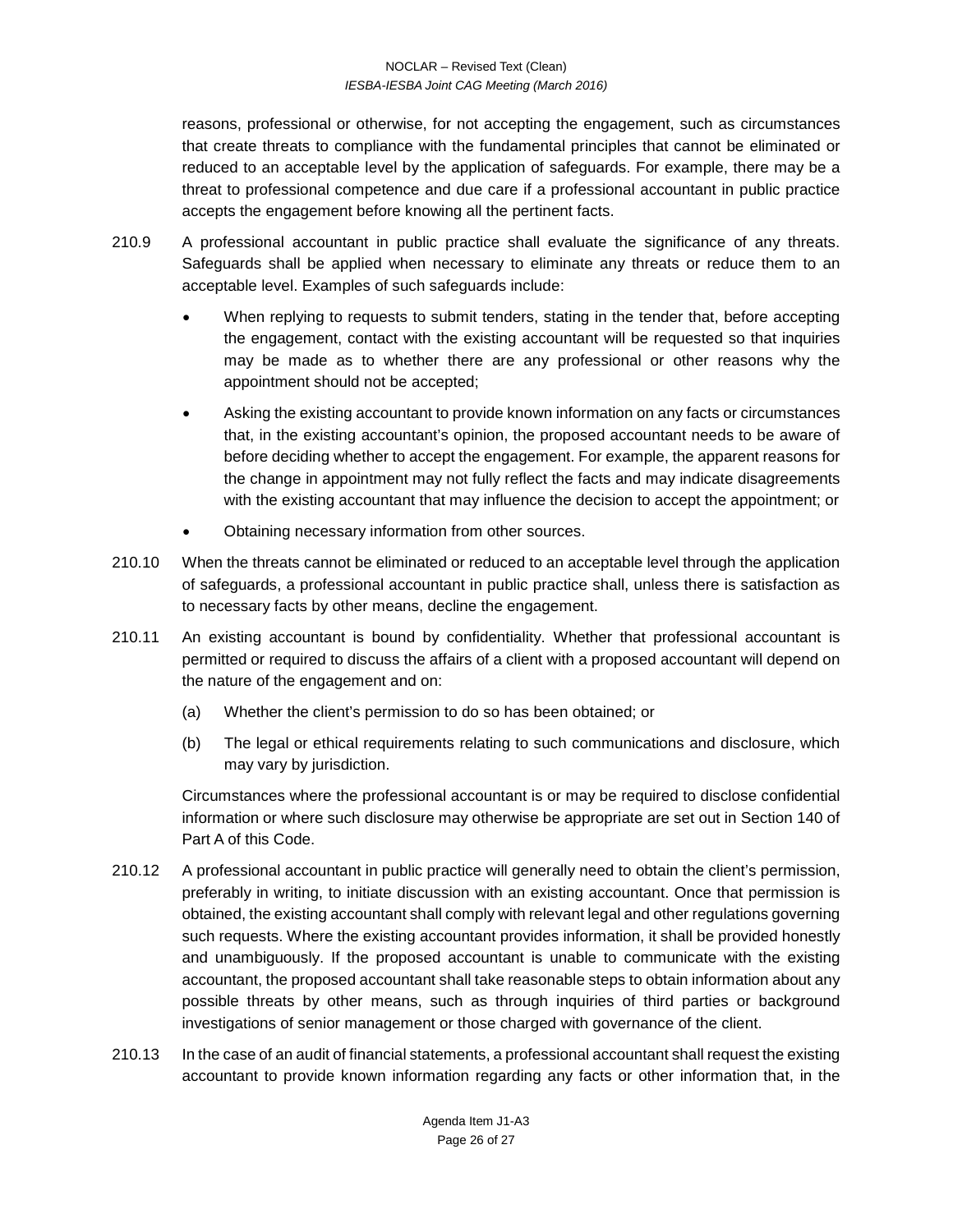reasons, professional or otherwise, for not accepting the engagement, such as circumstances that create threats to compliance with the fundamental principles that cannot be eliminated or reduced to an acceptable level by the application of safeguards. For example, there may be a threat to professional competence and due care if a professional accountant in public practice accepts the engagement before knowing all the pertinent facts.

210.9 A professional accountant in public practice shall evaluate the significance of any threats. Safeguards shall be applied when necessary to eliminate any threats or reduce them to an acceptable level. Examples of such safeguards include:

- When replying to requests to submit tenders, stating in the tender that, before accepting the engagement, contact with the existing accountant will be requested so that inquiries may be made as to whether there are any professional or other reasons why the appointment should not be accepted;
- Asking the existing accountant to provide known information on any facts or circumstances that, in the existing accountant's opinion, the proposed accountant needs to be aware of before deciding whether to accept the engagement. For example, the apparent reasons for the change in appointment may not fully reflect the facts and may indicate disagreements with the existing accountant that may influence the decision to accept the appointment; or
- Obtaining necessary information from other sources.

210.10 When the threats cannot be eliminated or reduced to an acceptable level through the application of safeguards, a professional accountant in public practice shall, unless there is satisfaction as to necessary facts by other means, decline the engagement.

210.11 An existing accountant is bound by confidentiality. Whether that professional accountant is permitted or required to discuss the affairs of a client with a proposed accountant will depend on the nature of the engagement and on:

(a) Whether the client's permission to do so has been obtained; or

(b) The legal or ethical requirements relating to such communications and disclosure, which may vary by jurisdiction.

Circumstances where the professional accountant is or may be required to disclose confidential information or where such disclosure may otherwise be appropriate are set out in Section 140 of Part A of this Code.

210.12 A professional accountant in public practice will generally need to obtain the client's permission, preferably in writing, to initiate discussion with an existing accountant. Once that permission is obtained, the existing accountant shall comply with relevant legal and other regulations governing such requests. Where the existing accountant provides information, it shall be provided honestly and unambiguously. If the proposed accountant is unable to communicate with the existing accountant, the proposed accountant shall take reasonable steps to obtain information about any possible threats by other means, such as through inquiries of third parties or background investigations of senior management or those charged with governance of the client.

210.13 In the case of an audit of financial statements, a professional accountant shall request the existing accountant to provide known information regarding any facts or other information that, in the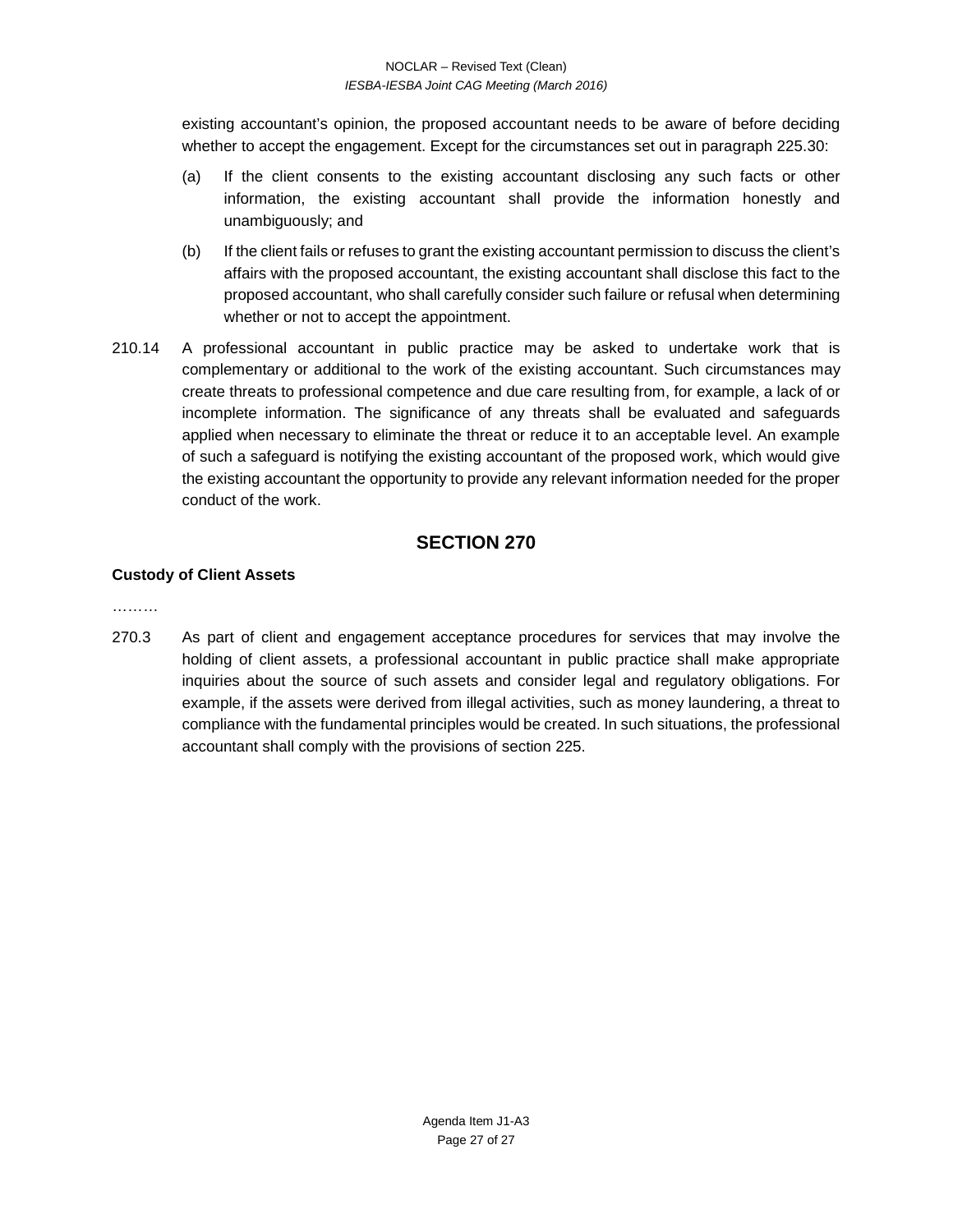existing accountant's opinion, the proposed accountant needs to be aware of before deciding whether to accept the engagement. Except for the circumstances set out in paragraph 225.30:

(a) If the client consents to the existing accountant disclosing any such facts or other information, the existing accountant shall provide the information honestly and unambiguously; and

(b) If the client fails or refuses to grant the existing accountant permission to discuss the client's affairs with the proposed accountant, the existing accountant shall disclose this fact to the proposed accountant, who shall carefully consider such failure or refusal when determining whether or not to accept the appointment.

210.14 A professional accountant in public practice may be asked to undertake work that is complementary or additional to the work of the existing accountant. Such circumstances may create threats to professional competence and due care resulting from, for example, a lack of or incomplete information. The significance of any threats shall be evaluated and safeguards applied when necessary to eliminate the threat or reduce it to an acceptable level. An example of such a safeguard is notifying the existing accountant of the proposed work, which would give the existing accountant the opportunity to provide any relevant information needed for the proper conduct of the work.

## SECTION 270

**Custody of Client Assets**

………

270.3 As part of client and engagement acceptance procedures for services that may involve the holding of client assets, a professional accountant in public practice shall make appropriate inquiries about the source of such assets and consider legal and regulatory obligations. For example, if the assets were derived from illegal activities, such as money laundering, a threat to compliance with the fundamental principles would be created. In such situations, the professional accountant shall comply with the provisions of section 225.